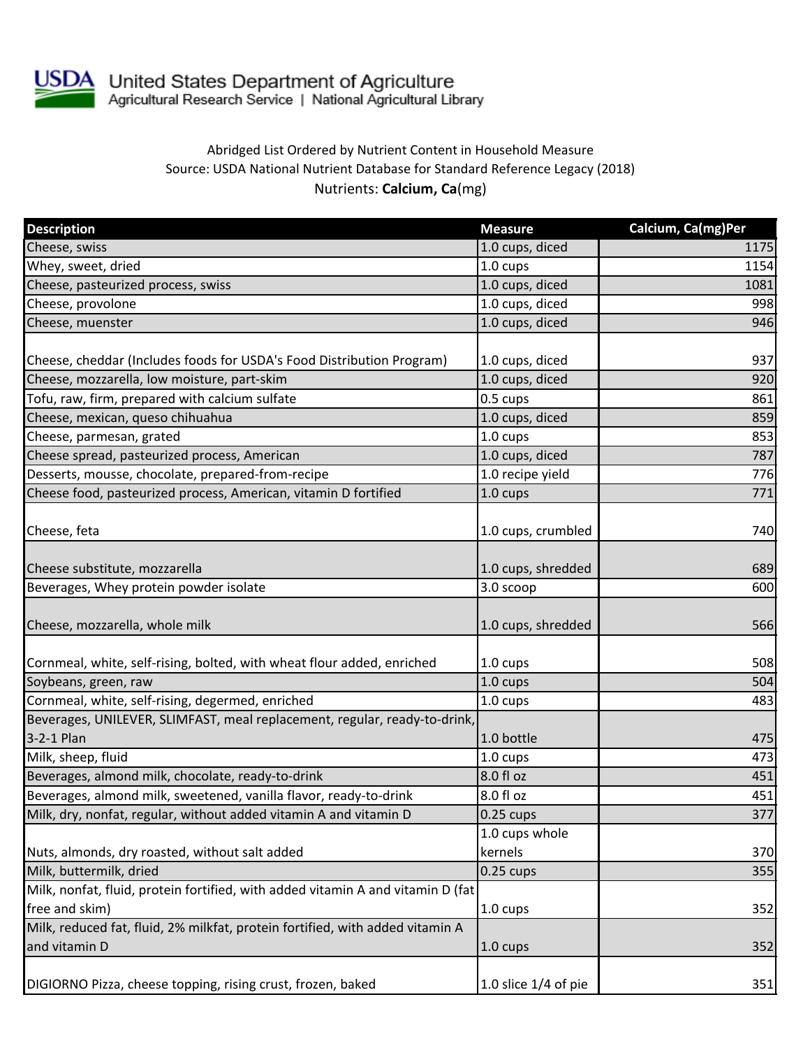USDA United States Department of Agriculture
Agricultural Research Service | National Agricultural Library

Abridged List Ordered by Nutrient Content in Household Measure
Source: USDA National Nutrient Database for Standard Reference Legacy (2018)
Nutrients: **Calcium, Ca**(mg)

| Description | Measure | Calcium, Ca(mg)Per |
|---|---|---|
| Cheese, swiss | 1.0 cups, diced | 1175 |
| Whey, sweet, dried | 1.0 cups | 1154 |
| Cheese, pasteurized process, swiss | 1.0 cups, diced | 1081 |
| Cheese, provolone | 1.0 cups, diced | 998 |
| Cheese, muenster | 1.0 cups, diced | 946 |
| Cheese, cheddar (Includes foods for USDA's Food Distribution Program) | 1.0 cups, diced | 937 |
| Cheese, mozzarella, low moisture, part-skim | 1.0 cups, diced | 920 |
| Tofu, raw, firm, prepared with calcium sulfate | 0.5 cups | 861 |
| Cheese, mexican, queso chihuahua | 1.0 cups, diced | 859 |
| Cheese, parmesan, grated | 1.0 cups | 853 |
| Cheese spread, pasteurized process, American | 1.0 cups, diced | 787 |
| Desserts, mousse, chocolate, prepared-from-recipe | 1.0 recipe yield | 776 |
| Cheese food, pasteurized process, American, vitamin D fortified | 1.0 cups | 771 |
| Cheese, feta | 1.0 cups, crumbled | 740 |
| Cheese substitute, mozzarella | 1.0 cups, shredded | 689 |
| Beverages, Whey protein powder isolate | 3.0 scoop | 600 |
| Cheese, mozzarella, whole milk | 1.0 cups, shredded | 566 |
| Cornmeal, white, self-rising, bolted, with wheat flour added, enriched | 1.0 cups | 508 |
| Soybeans, green, raw | 1.0 cups | 504 |
| Cornmeal, white, self-rising, degermed, enriched | 1.0 cups | 483 |
| Beverages, UNILEVER, SLIMFAST, meal replacement, regular, ready-to-drink, 3-2-1 Plan | 1.0 bottle | 475 |
| Milk, sheep, fluid | 1.0 cups | 473 |
| Beverages, almond milk, chocolate, ready-to-drink | 8.0 fl oz | 451 |
| Beverages, almond milk, sweetened, vanilla flavor, ready-to-drink | 8.0 fl oz | 451 |
| Milk, dry, nonfat, regular, without added vitamin A and vitamin D | 0.25 cups | 377 |
| Nuts, almonds, dry roasted, without salt added | 1.0 cups whole kernels | 370 |
| Milk, buttermilk, dried | 0.25 cups | 355 |
| Milk, nonfat, fluid, protein fortified, with added vitamin A and vitamin D (fat free and skim) | 1.0 cups | 352 |
| Milk, reduced fat, fluid, 2% milkfat, protein fortified, with added vitamin A and vitamin D | 1.0 cups | 352 |
| DIGIORNO Pizza, cheese topping, rising crust, frozen, baked | 1.0 slice 1/4 of pie | 351 |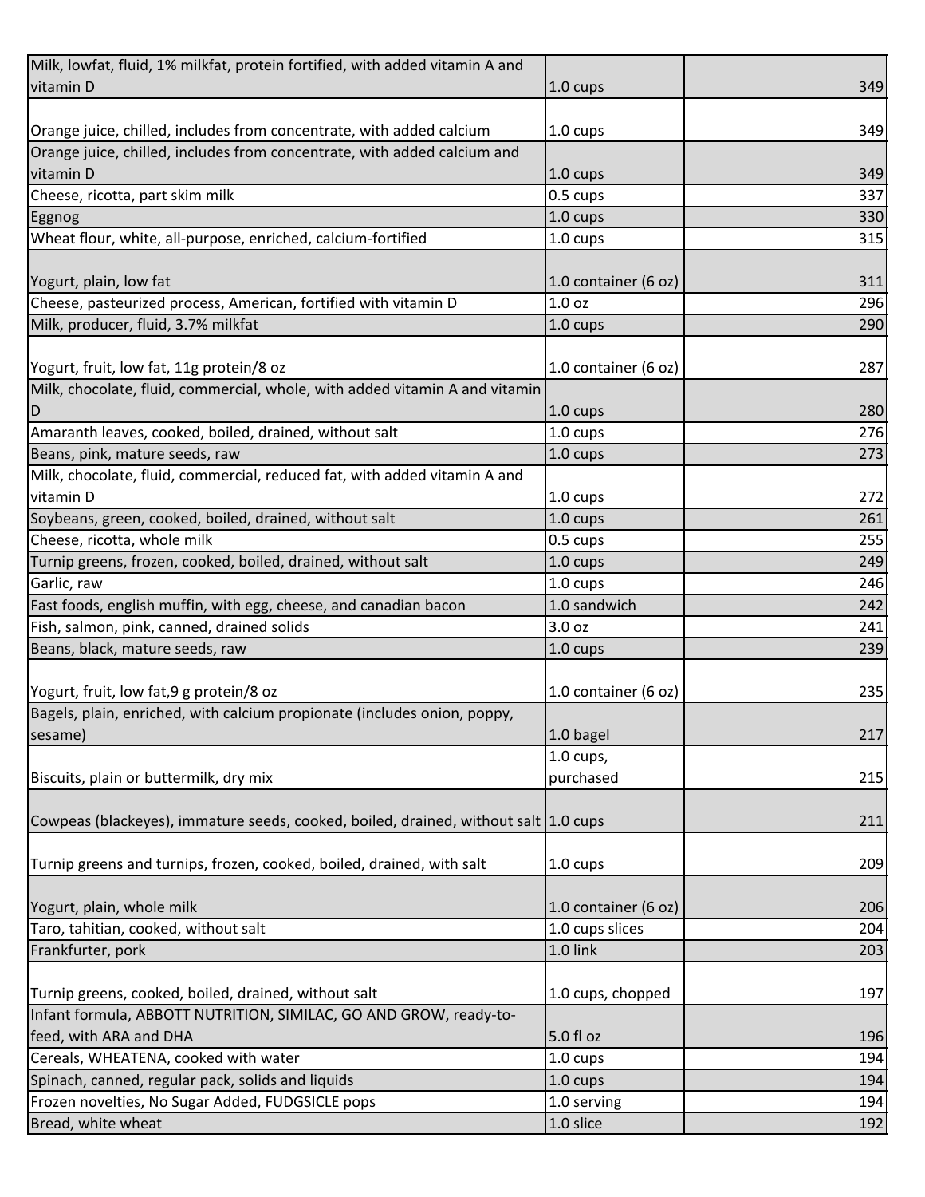| | | |
|---|---|---|
| Milk, lowfat, fluid, 1% milkfat, protein fortified, with added vitamin A and vitamin D | 1.0 cups | 349 |
| Orange juice, chilled, includes from concentrate, with added calcium | 1.0 cups | 349 |
| Orange juice, chilled, includes from concentrate, with added calcium and vitamin D | 1.0 cups | 349 |
| Cheese, ricotta, part skim milk | 0.5 cups | 337 |
| Eggnog | 1.0 cups | 330 |
| Wheat flour, white, all-purpose, enriched, calcium-fortified | 1.0 cups | 315 |
| Yogurt, plain, low fat | 1.0 container (6 oz) | 311 |
| Cheese, pasteurized process, American, fortified with vitamin D | 1.0 oz | 296 |
| Milk, producer, fluid, 3.7% milkfat | 1.0 cups | 290 |
| Yogurt, fruit, low fat, 11g protein/8 oz | 1.0 container (6 oz) | 287 |
| Milk, chocolate, fluid, commercial, whole, with added vitamin A and vitamin D | 1.0 cups | 280 |
| Amaranth leaves, cooked, boiled, drained, without salt | 1.0 cups | 276 |
| Beans, pink, mature seeds, raw | 1.0 cups | 273 |
| Milk, chocolate, fluid, commercial, reduced fat, with added vitamin A and vitamin D | 1.0 cups | 272 |
| Soybeans, green, cooked, boiled, drained, without salt | 1.0 cups | 261 |
| Cheese, ricotta, whole milk | 0.5 cups | 255 |
| Turnip greens, frozen, cooked, boiled, drained, without salt | 1.0 cups | 249 |
| Garlic, raw | 1.0 cups | 246 |
| Fast foods, english muffin, with egg, cheese, and canadian bacon | 1.0 sandwich | 242 |
| Fish, salmon, pink, canned, drained solids | 3.0 oz | 241 |
| Beans, black, mature seeds, raw | 1.0 cups | 239 |
| Yogurt, fruit, low fat,9 g protein/8 oz | 1.0 container (6 oz) | 235 |
| Bagels, plain, enriched, with calcium propionate (includes onion, poppy, sesame) | 1.0 bagel | 217 |
| Biscuits, plain or buttermilk, dry mix | 1.0 cups, purchased | 215 |
| Cowpeas (blackeyes), immature seeds, cooked, boiled, drained, without salt | 1.0 cups | 211 |
| Turnip greens and turnips, frozen, cooked, boiled, drained, with salt | 1.0 cups | 209 |
| Yogurt, plain, whole milk | 1.0 container (6 oz) | 206 |
| Taro, tahitian, cooked, without salt | 1.0 cups slices | 204 |
| Frankfurter, pork | 1.0 link | 203 |
| Turnip greens, cooked, boiled, drained, without salt | 1.0 cups, chopped | 197 |
| Infant formula, ABBOTT NUTRITION, SIMILAC, GO AND GROW, ready-to-feed, with ARA and DHA | 5.0 fl oz | 196 |
| Cereals, WHEATENA, cooked with water | 1.0 cups | 194 |
| Spinach, canned, regular pack, solids and liquids | 1.0 cups | 194 |
| Frozen novelties, No Sugar Added, FUDGSICLE pops | 1.0 serving | 194 |
| Bread, white wheat | 1.0 slice | 192 |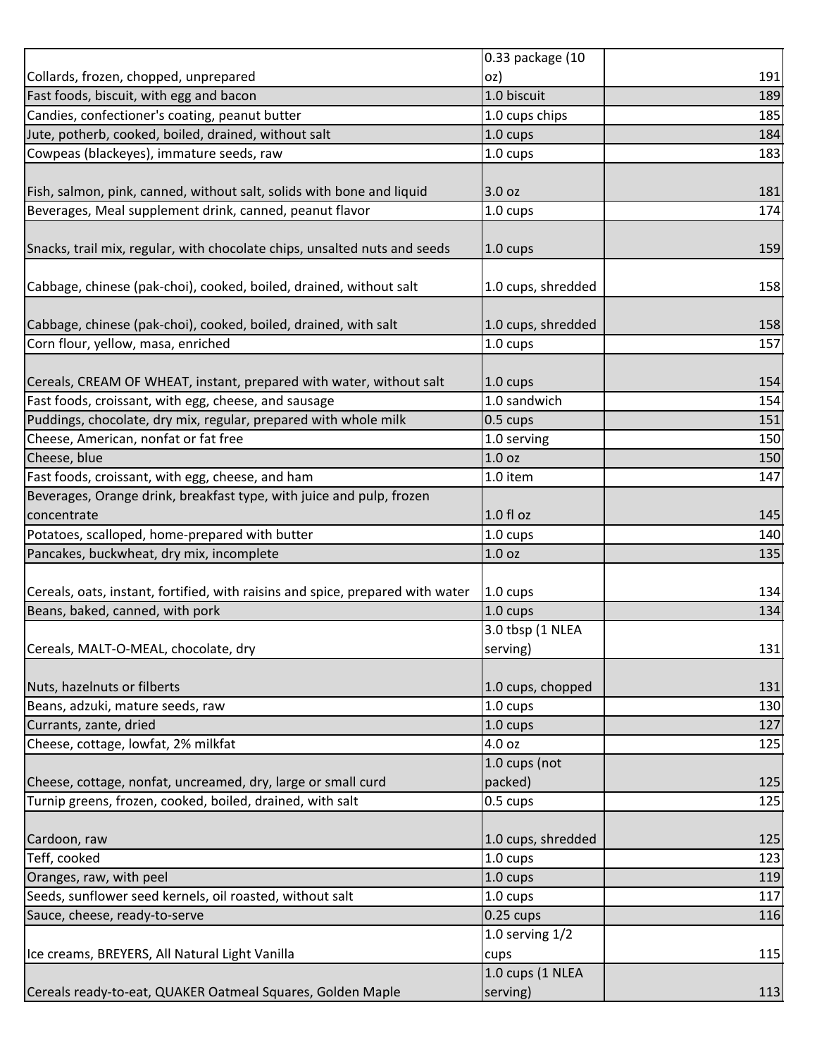| | | |
|---|---|---|
| Collards, frozen, chopped, unprepared | 0.33 package (10 oz) | 191 |
| Fast foods, biscuit, with egg and bacon | 1.0 biscuit | 189 |
| Candies, confectioner's coating, peanut butter | 1.0 cups chips | 185 |
| Jute, potherb, cooked, boiled, drained, without salt | 1.0 cups | 184 |
| Cowpeas (blackeyes), immature seeds, raw | 1.0 cups | 183 |
| Fish, salmon, pink, canned, without salt, solids with bone and liquid | 3.0 oz | 181 |
| Beverages, Meal supplement drink, canned, peanut flavor | 1.0 cups | 174 |
| Snacks, trail mix, regular, with chocolate chips, unsalted nuts and seeds | 1.0 cups | 159 |
| Cabbage, chinese (pak-choi), cooked, boiled, drained, without salt | 1.0 cups, shredded | 158 |
| Cabbage, chinese (pak-choi), cooked, boiled, drained, with salt | 1.0 cups, shredded | 158 |
| Corn flour, yellow, masa, enriched | 1.0 cups | 157 |
| Cereals, CREAM OF WHEAT, instant, prepared with water, without salt | 1.0 cups | 154 |
| Fast foods, croissant, with egg, cheese, and sausage | 1.0 sandwich | 154 |
| Puddings, chocolate, dry mix, regular, prepared with whole milk | 0.5 cups | 151 |
| Cheese, American, nonfat or fat free | 1.0 serving | 150 |
| Cheese, blue | 1.0 oz | 150 |
| Fast foods, croissant, with egg, cheese, and ham | 1.0 item | 147 |
| Beverages, Orange drink, breakfast type, with juice and pulp, frozen concentrate | 1.0 fl oz | 145 |
| Potatoes, scalloped, home-prepared with butter | 1.0 cups | 140 |
| Pancakes, buckwheat, dry mix, incomplete | 1.0 oz | 135 |
| Cereals, oats, instant, fortified, with raisins and spice, prepared with water | 1.0 cups | 134 |
| Beans, baked, canned, with pork | 1.0 cups | 134 |
| Cereals, MALT-O-MEAL, chocolate, dry | 3.0 tbsp (1 NLEA serving) | 131 |
| Nuts, hazelnuts or filberts | 1.0 cups, chopped | 131 |
| Beans, adzuki, mature seeds, raw | 1.0 cups | 130 |
| Currants, zante, dried | 1.0 cups | 127 |
| Cheese, cottage, lowfat, 2% milkfat | 4.0 oz | 125 |
| Cheese, cottage, nonfat, uncreamed, dry, large or small curd | 1.0 cups (not packed) | 125 |
| Turnip greens, frozen, cooked, boiled, drained, with salt | 0.5 cups | 125 |
| Cardoon, raw | 1.0 cups, shredded | 125 |
| Teff, cooked | 1.0 cups | 123 |
| Oranges, raw, with peel | 1.0 cups | 119 |
| Seeds, sunflower seed kernels, oil roasted, without salt | 1.0 cups | 117 |
| Sauce, cheese, ready-to-serve | 0.25 cups | 116 |
| Ice creams, BREYERS, All Natural Light Vanilla | 1.0 serving 1/2 cups | 115 |
| Cereals ready-to-eat, QUAKER Oatmeal Squares, Golden Maple | 1.0 cups (1 NLEA serving) | 113 |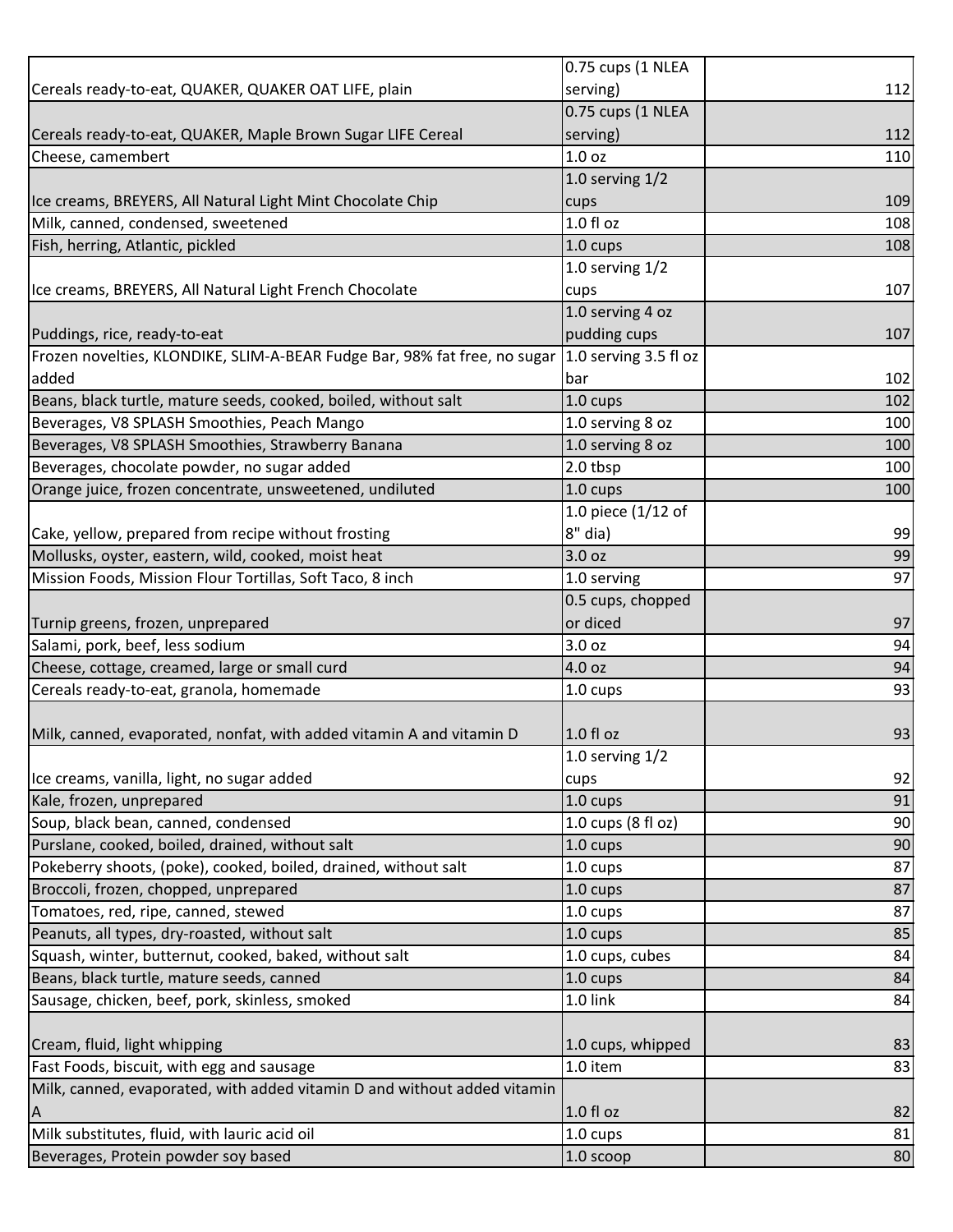| | | |
|---|---|---|
| Cereals ready-to-eat, QUAKER, QUAKER OAT LIFE, plain | 0.75 cups (1 NLEA serving) | 112 |
| Cereals ready-to-eat, QUAKER, Maple Brown Sugar LIFE Cereal | 0.75 cups (1 NLEA serving) | 112 |
| Cheese, camembert | 1.0 oz | 110 |
| Ice creams, BREYERS, All Natural Light Mint Chocolate Chip | 1.0 serving 1/2 cups | 109 |
| Milk, canned, condensed, sweetened | 1.0 fl oz | 108 |
| Fish, herring, Atlantic, pickled | 1.0 cups | 108 |
| Ice creams, BREYERS, All Natural Light French Chocolate | 1.0 serving 1/2 cups | 107 |
| Puddings, rice, ready-to-eat | 1.0 serving 4 oz pudding cups | 107 |
| Frozen novelties, KLONDIKE, SLIM-A-BEAR Fudge Bar, 98% fat free, no sugar added | 1.0 serving 3.5 fl oz bar | 102 |
| Beans, black turtle, mature seeds, cooked, boiled, without salt | 1.0 cups | 102 |
| Beverages, V8 SPLASH Smoothies, Peach Mango | 1.0 serving 8 oz | 100 |
| Beverages, V8 SPLASH Smoothies, Strawberry Banana | 1.0 serving 8 oz | 100 |
| Beverages, chocolate powder, no sugar added | 2.0 tbsp | 100 |
| Orange juice, frozen concentrate, unsweetened, undiluted | 1.0 cups | 100 |
| Cake, yellow, prepared from recipe without frosting | 1.0 piece (1/12 of 8" dia) | 99 |
| Mollusks, oyster, eastern, wild, cooked, moist heat | 3.0 oz | 99 |
| Mission Foods, Mission Flour Tortillas, Soft Taco, 8 inch | 1.0 serving | 97 |
| Turnip greens, frozen, unprepared | 0.5 cups, chopped or diced | 97 |
| Salami, pork, beef, less sodium | 3.0 oz | 94 |
| Cheese, cottage, creamed, large or small curd | 4.0 oz | 94 |
| Cereals ready-to-eat, granola, homemade | 1.0 cups | 93 |
| Milk, canned, evaporated, nonfat, with added vitamin A and vitamin D | 1.0 fl oz | 93 |
| Ice creams, vanilla, light, no sugar added | 1.0 serving 1/2 cups | 92 |
| Kale, frozen, unprepared | 1.0 cups | 91 |
| Soup, black bean, canned, condensed | 1.0 cups (8 fl oz) | 90 |
| Purslane, cooked, boiled, drained, without salt | 1.0 cups | 90 |
| Pokeberry shoots, (poke), cooked, boiled, drained, without salt | 1.0 cups | 87 |
| Broccoli, frozen, chopped, unprepared | 1.0 cups | 87 |
| Tomatoes, red, ripe, canned, stewed | 1.0 cups | 87 |
| Peanuts, all types, dry-roasted, without salt | 1.0 cups | 85 |
| Squash, winter, butternut, cooked, baked, without salt | 1.0 cups, cubes | 84 |
| Beans, black turtle, mature seeds, canned | 1.0 cups | 84 |
| Sausage, chicken, beef, pork, skinless, smoked | 1.0 link | 84 |
| Cream, fluid, light whipping | 1.0 cups, whipped | 83 |
| Fast Foods, biscuit, with egg and sausage | 1.0 item | 83 |
| Milk, canned, evaporated, with added vitamin D and without added vitamin A | 1.0 fl oz | 82 |
| Milk substitutes, fluid, with lauric acid oil | 1.0 cups | 81 |
| Beverages, Protein powder soy based | 1.0 scoop | 80 |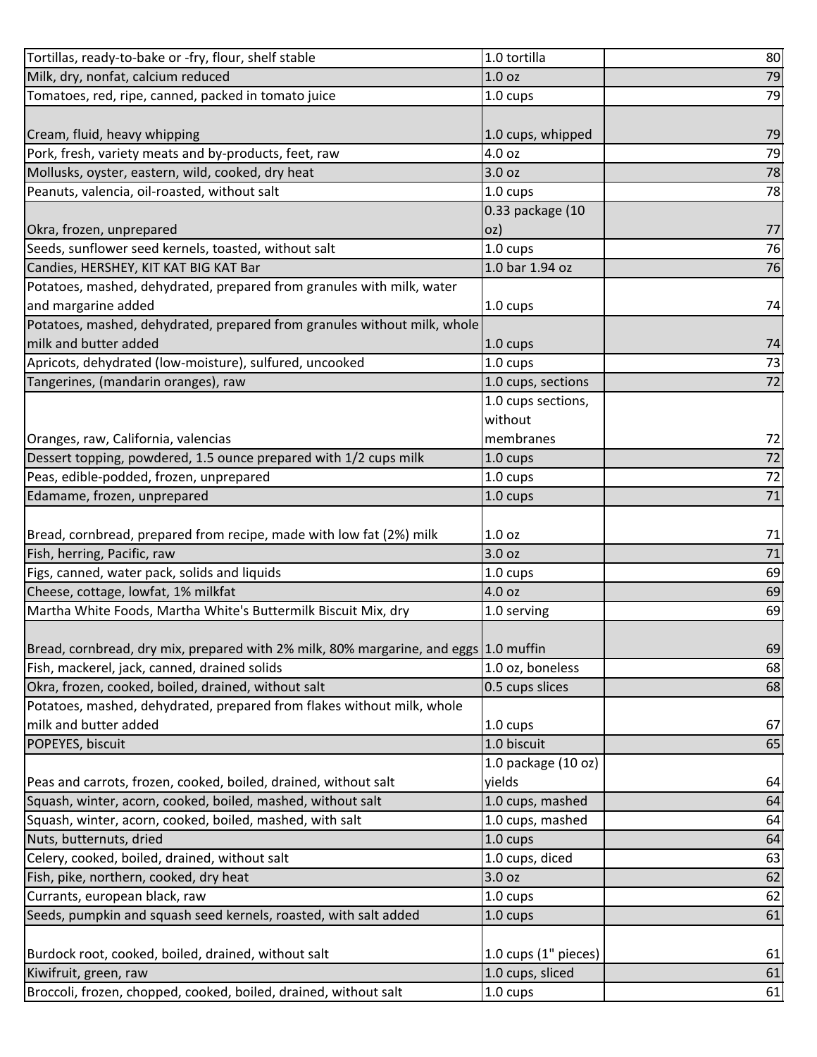| | | |
|---|---|---|
| Tortillas, ready-to-bake or -fry, flour, shelf stable | 1.0 tortilla | 80 |
| Milk, dry, nonfat, calcium reduced | 1.0 oz | 79 |
| Tomatoes, red, ripe, canned, packed in tomato juice | 1.0 cups | 79 |
| Cream, fluid, heavy whipping | 1.0 cups, whipped | 79 |
| Pork, fresh, variety meats and by-products, feet, raw | 4.0 oz | 79 |
| Mollusks, oyster, eastern, wild, cooked, dry heat | 3.0 oz | 78 |
| Peanuts, valencia, oil-roasted, without salt | 1.0 cups | 78 |
| Okra, frozen, unprepared | 0.33 package (10 oz) | 77 |
| Seeds, sunflower seed kernels, toasted, without salt | 1.0 cups | 76 |
| Candies, HERSHEY, KIT KAT BIG KAT Bar | 1.0 bar 1.94 oz | 76 |
| Potatoes, mashed, dehydrated, prepared from granules with milk, water and margarine added | 1.0 cups | 74 |
| Potatoes, mashed, dehydrated, prepared from granules without milk, whole milk and butter added | 1.0 cups | 74 |
| Apricots, dehydrated (low-moisture), sulfured, uncooked | 1.0 cups | 73 |
| Tangerines, (mandarin oranges), raw | 1.0 cups, sections | 72 |
| Oranges, raw, California, valencias | 1.0 cups sections, without membranes | 72 |
| Dessert topping, powdered, 1.5 ounce prepared with 1/2 cups milk | 1.0 cups | 72 |
| Peas, edible-podded, frozen, unprepared | 1.0 cups | 72 |
| Edamame, frozen, unprepared | 1.0 cups | 71 |
| Bread, cornbread, prepared from recipe, made with low fat (2%) milk | 1.0 oz | 71 |
| Fish, herring, Pacific, raw | 3.0 oz | 71 |
| Figs, canned, water pack, solids and liquids | 1.0 cups | 69 |
| Cheese, cottage, lowfat, 1% milkfat | 4.0 oz | 69 |
| Martha White Foods, Martha White's Buttermilk Biscuit Mix, dry | 1.0 serving | 69 |
| Bread, cornbread, dry mix, prepared with 2% milk, 80% margarine, and eggs | 1.0 muffin | 69 |
| Fish, mackerel, jack, canned, drained solids | 1.0 oz, boneless | 68 |
| Okra, frozen, cooked, boiled, drained, without salt | 0.5 cups slices | 68 |
| Potatoes, mashed, dehydrated, prepared from flakes without milk, whole milk and butter added | 1.0 cups | 67 |
| POPEYES, biscuit | 1.0 biscuit | 65 |
| Peas and carrots, frozen, cooked, boiled, drained, without salt | 1.0 package (10 oz) yields | 64 |
| Squash, winter, acorn, cooked, boiled, mashed, without salt | 1.0 cups, mashed | 64 |
| Squash, winter, acorn, cooked, boiled, mashed, with salt | 1.0 cups, mashed | 64 |
| Nuts, butternuts, dried | 1.0 cups | 64 |
| Celery, cooked, boiled, drained, without salt | 1.0 cups, diced | 63 |
| Fish, pike, northern, cooked, dry heat | 3.0 oz | 62 |
| Currants, european black, raw | 1.0 cups | 62 |
| Seeds, pumpkin and squash seed kernels, roasted, with salt added | 1.0 cups | 61 |
| Burdock root, cooked, boiled, drained, without salt | 1.0 cups (1" pieces) | 61 |
| Kiwifruit, green, raw | 1.0 cups, sliced | 61 |
| Broccoli, frozen, chopped, cooked, boiled, drained, without salt | 1.0 cups | 61 |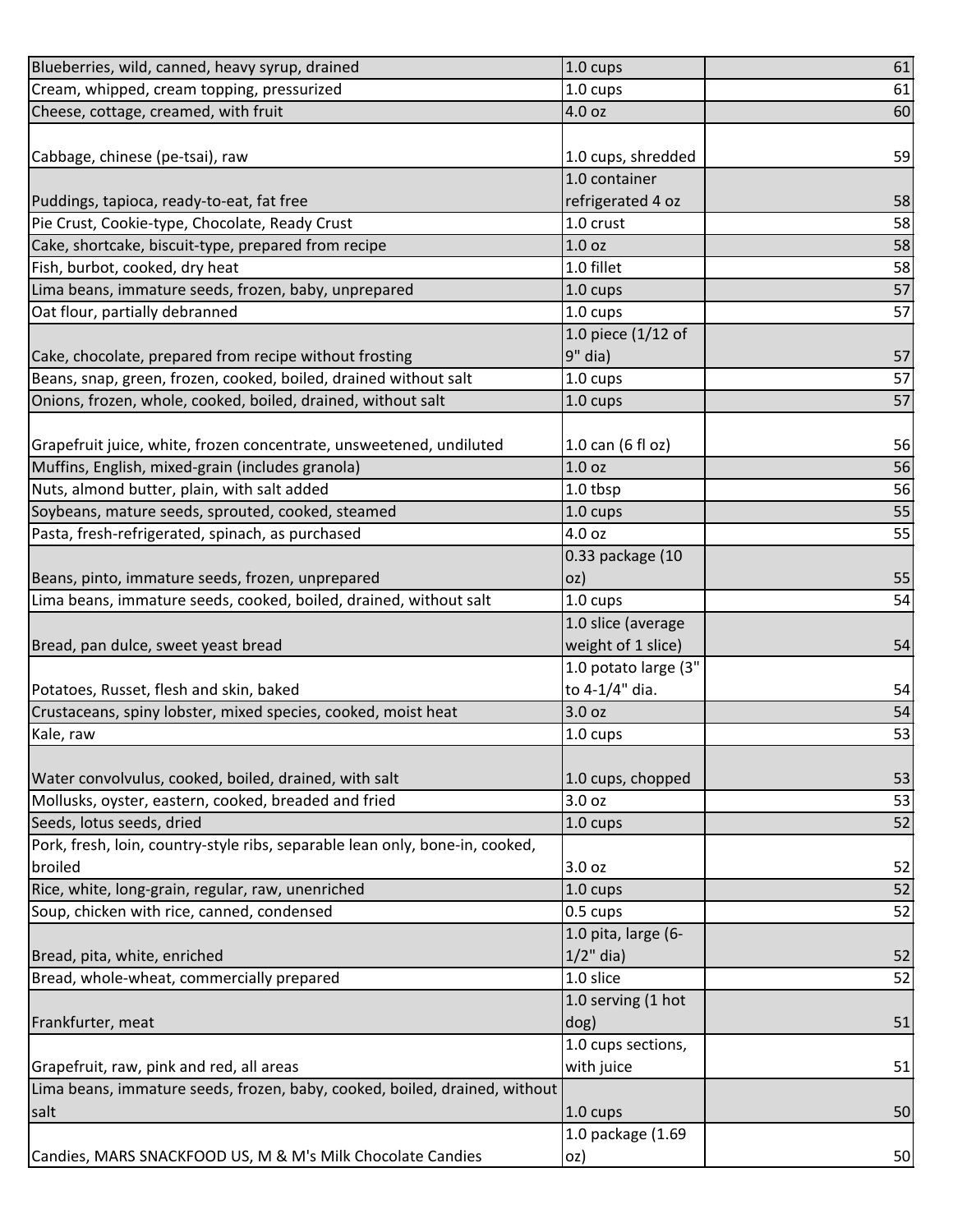| | | |
|---|---|---|
| Blueberries, wild, canned, heavy syrup, drained | 1.0 cups | 61 |
| Cream, whipped, cream topping, pressurized | 1.0 cups | 61 |
| Cheese, cottage, creamed, with fruit | 4.0 oz | 60 |
| Cabbage, chinese (pe-tsai), raw | 1.0 cups, shredded | 59 |
| Puddings, tapioca, ready-to-eat, fat free | 1.0 container refrigerated 4 oz | 58 |
| Pie Crust, Cookie-type, Chocolate, Ready Crust | 1.0 crust | 58 |
| Cake, shortcake, biscuit-type, prepared from recipe | 1.0 oz | 58 |
| Fish, burbot, cooked, dry heat | 1.0 fillet | 58 |
| Lima beans, immature seeds, frozen, baby, unprepared | 1.0 cups | 57 |
| Oat flour, partially debranned | 1.0 cups | 57 |
| Cake, chocolate, prepared from recipe without frosting | 1.0 piece (1/12 of 9" dia) | 57 |
| Beans, snap, green, frozen, cooked, boiled, drained without salt | 1.0 cups | 57 |
| Onions, frozen, whole, cooked, boiled, drained, without salt | 1.0 cups | 57 |
| Grapefruit juice, white, frozen concentrate, unsweetened, undiluted | 1.0 can (6 fl oz) | 56 |
| Muffins, English, mixed-grain (includes granola) | 1.0 oz | 56 |
| Nuts, almond butter, plain, with salt added | 1.0 tbsp | 56 |
| Soybeans, mature seeds, sprouted, cooked, steamed | 1.0 cups | 55 |
| Pasta, fresh-refrigerated, spinach, as purchased | 4.0 oz | 55 |
| Beans, pinto, immature seeds, frozen, unprepared | 0.33 package (10 oz) | 55 |
| Lima beans, immature seeds, cooked, boiled, drained, without salt | 1.0 cups | 54 |
| Bread, pan dulce, sweet yeast bread | 1.0 slice (average weight of 1 slice) | 54 |
| Potatoes, Russet, flesh and skin, baked | 1.0 potato large (3" to 4-1/4" dia. | 54 |
| Crustaceans, spiny lobster, mixed species, cooked, moist heat | 3.0 oz | 54 |
| Kale, raw | 1.0 cups | 53 |
| Water convolvulus, cooked, boiled, drained, with salt | 1.0 cups, chopped | 53 |
| Mollusks, oyster, eastern, cooked, breaded and fried | 3.0 oz | 53 |
| Seeds, lotus seeds, dried | 1.0 cups | 52 |
| Pork, fresh, loin, country-style ribs, separable lean only, bone-in, cooked, broiled | 3.0 oz | 52 |
| Rice, white, long-grain, regular, raw, unenriched | 1.0 cups | 52 |
| Soup, chicken with rice, canned, condensed | 0.5 cups | 52 |
| Bread, pita, white, enriched | 1.0 pita, large (6-1/2" dia) | 52 |
| Bread, whole-wheat, commercially prepared | 1.0 slice | 52 |
| Frankfurter, meat | 1.0 serving (1 hot dog) | 51 |
| Grapefruit, raw, pink and red, all areas | 1.0 cups sections, with juice | 51 |
| Lima beans, immature seeds, frozen, baby, cooked, boiled, drained, without salt | 1.0 cups | 50 |
| Candies, MARS SNACKFOOD US, M & M's Milk Chocolate Candies | 1.0 package (1.69 oz) | 50 |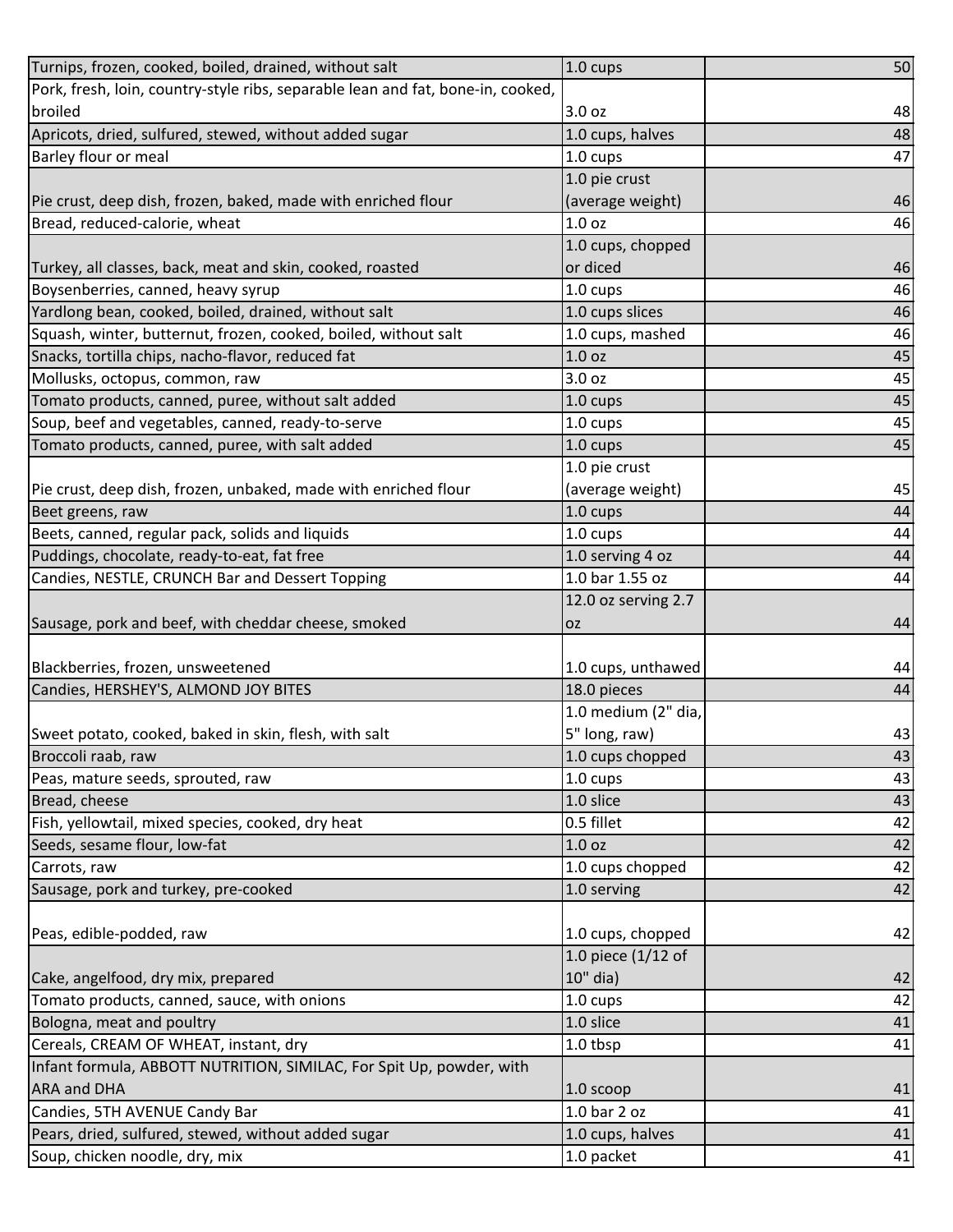| | | |
|---|---|---|
| Turnips, frozen, cooked, boiled, drained, without salt | 1.0 cups | 50 |
| Pork, fresh, loin, country-style ribs, separable lean and fat, bone-in, cooked, broiled | 3.0 oz | 48 |
| Apricots, dried, sulfured, stewed, without added sugar | 1.0 cups, halves | 48 |
| Barley flour or meal | 1.0 cups | 47 |
| Pie crust, deep dish, frozen, baked, made with enriched flour | 1.0 pie crust (average weight) | 46 |
| Bread, reduced-calorie, wheat | 1.0 oz | 46 |
| Turkey, all classes, back, meat and skin, cooked, roasted | 1.0 cups, chopped or diced | 46 |
| Boysenberries, canned, heavy syrup | 1.0 cups | 46 |
| Yardlong bean, cooked, boiled, drained, without salt | 1.0 cups slices | 46 |
| Squash, winter, butternut, frozen, cooked, boiled, without salt | 1.0 cups, mashed | 46 |
| Snacks, tortilla chips, nacho-flavor, reduced fat | 1.0 oz | 45 |
| Mollusks, octopus, common, raw | 3.0 oz | 45 |
| Tomato products, canned, puree, without salt added | 1.0 cups | 45 |
| Soup, beef and vegetables, canned, ready-to-serve | 1.0 cups | 45 |
| Tomato products, canned, puree, with salt added | 1.0 cups | 45 |
| Pie crust, deep dish, frozen, unbaked, made with enriched flour | 1.0 pie crust (average weight) | 45 |
| Beet greens, raw | 1.0 cups | 44 |
| Beets, canned, regular pack, solids and liquids | 1.0 cups | 44 |
| Puddings, chocolate, ready-to-eat, fat free | 1.0 serving 4 oz | 44 |
| Candies, NESTLE, CRUNCH Bar and Dessert Topping | 1.0 bar 1.55 oz | 44 |
| Sausage, pork and beef, with cheddar cheese, smoked | 12.0 oz serving 2.7 oz | 44 |
| Blackberries, frozen, unsweetened | 1.0 cups, unthawed | 44 |
| Candies, HERSHEY'S, ALMOND JOY BITES | 18.0 pieces | 44 |
| Sweet potato, cooked, baked in skin, flesh, with salt | 1.0 medium (2" dia, 5" long, raw) | 43 |
| Broccoli raab, raw | 1.0 cups chopped | 43 |
| Peas, mature seeds, sprouted, raw | 1.0 cups | 43 |
| Bread, cheese | 1.0 slice | 43 |
| Fish, yellowtail, mixed species, cooked, dry heat | 0.5 fillet | 42 |
| Seeds, sesame flour, low-fat | 1.0 oz | 42 |
| Carrots, raw | 1.0 cups chopped | 42 |
| Sausage, pork and turkey, pre-cooked | 1.0 serving | 42 |
| Peas, edible-podded, raw | 1.0 cups, chopped | 42 |
| Cake, angelfood, dry mix, prepared | 1.0 piece (1/12 of 10" dia) | 42 |
| Tomato products, canned, sauce, with onions | 1.0 cups | 42 |
| Bologna, meat and poultry | 1.0 slice | 41 |
| Cereals, CREAM OF WHEAT, instant, dry | 1.0 tbsp | 41 |
| Infant formula, ABBOTT NUTRITION, SIMILAC, For Spit Up, powder, with ARA and DHA | 1.0 scoop | 41 |
| Candies, 5TH AVENUE Candy Bar | 1.0 bar 2 oz | 41 |
| Pears, dried, sulfured, stewed, without added sugar | 1.0 cups, halves | 41 |
| Soup, chicken noodle, dry, mix | 1.0 packet | 41 |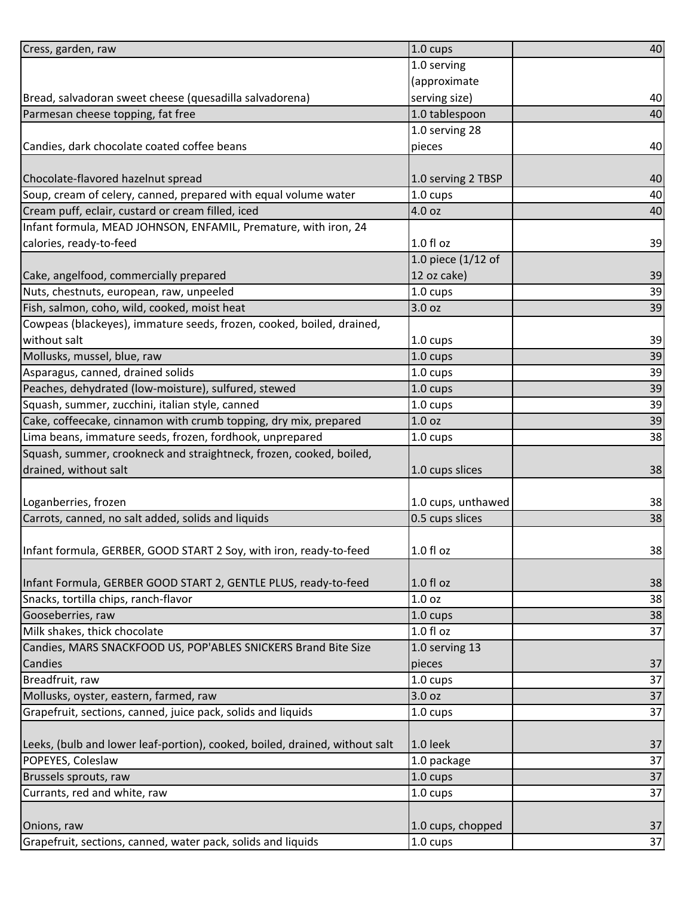| | | |
|---|---|---|
| Cress, garden, raw | 1.0 cups | 40 |
| Bread, salvadoran sweet cheese (quesadilla salvadorena) | 1.0 serving (approximate serving size) | 40 |
| Parmesan cheese topping, fat free | 1.0 tablespoon | 40 |
| Candies, dark chocolate coated coffee beans | 1.0 serving 28 pieces | 40 |
| Chocolate-flavored hazelnut spread | 1.0 serving 2 TBSP | 40 |
| Soup, cream of celery, canned, prepared with equal volume water | 1.0 cups | 40 |
| Cream puff, eclair, custard or cream filled, iced | 4.0 oz | 40 |
| Infant formula, MEAD JOHNSON, ENFAMIL, Premature, with iron, 24 calories, ready-to-feed | 1.0 fl oz | 39 |
| Cake, angelfood, commercially prepared | 1.0 piece (1/12 of 12 oz cake) | 39 |
| Nuts, chestnuts, european, raw, unpeeled | 1.0 cups | 39 |
| Fish, salmon, coho, wild, cooked, moist heat | 3.0 oz | 39 |
| Cowpeas (blackeyes), immature seeds, frozen, cooked, boiled, drained, without salt | 1.0 cups | 39 |
| Mollusks, mussel, blue, raw | 1.0 cups | 39 |
| Asparagus, canned, drained solids | 1.0 cups | 39 |
| Peaches, dehydrated (low-moisture), sulfured, stewed | 1.0 cups | 39 |
| Squash, summer, zucchini, italian style, canned | 1.0 cups | 39 |
| Cake, coffeecake, cinnamon with crumb topping, dry mix, prepared | 1.0 oz | 39 |
| Lima beans, immature seeds, frozen, fordhook, unprepared | 1.0 cups | 38 |
| Squash, summer, crookneck and straightneck, frozen, cooked, boiled, drained, without salt | 1.0 cups slices | 38 |
| Loganberries, frozen | 1.0 cups, unthawed | 38 |
| Carrots, canned, no salt added, solids and liquids | 0.5 cups slices | 38 |
| Infant formula, GERBER, GOOD START 2 Soy, with iron, ready-to-feed | 1.0 fl oz | 38 |
| Infant Formula, GERBER GOOD START 2, GENTLE PLUS, ready-to-feed | 1.0 fl oz | 38 |
| Snacks, tortilla chips, ranch-flavor | 1.0 oz | 38 |
| Gooseberries, raw | 1.0 cups | 38 |
| Milk shakes, thick chocolate | 1.0 fl oz | 37 |
| Candies, MARS SNACKFOOD US, POP'ABLES SNICKERS Brand Bite Size Candies | 1.0 serving 13 pieces | 37 |
| Breadfruit, raw | 1.0 cups | 37 |
| Mollusks, oyster, eastern, farmed, raw | 3.0 oz | 37 |
| Grapefruit, sections, canned, juice pack, solids and liquids | 1.0 cups | 37 |
| Leeks, (bulb and lower leaf-portion), cooked, boiled, drained, without salt | 1.0 leek | 37 |
| POPEYES, Coleslaw | 1.0 package | 37 |
| Brussels sprouts, raw | 1.0 cups | 37 |
| Currants, red and white, raw | 1.0 cups | 37 |
| Onions, raw | 1.0 cups, chopped | 37 |
| Grapefruit, sections, canned, water pack, solids and liquids | 1.0 cups | 37 |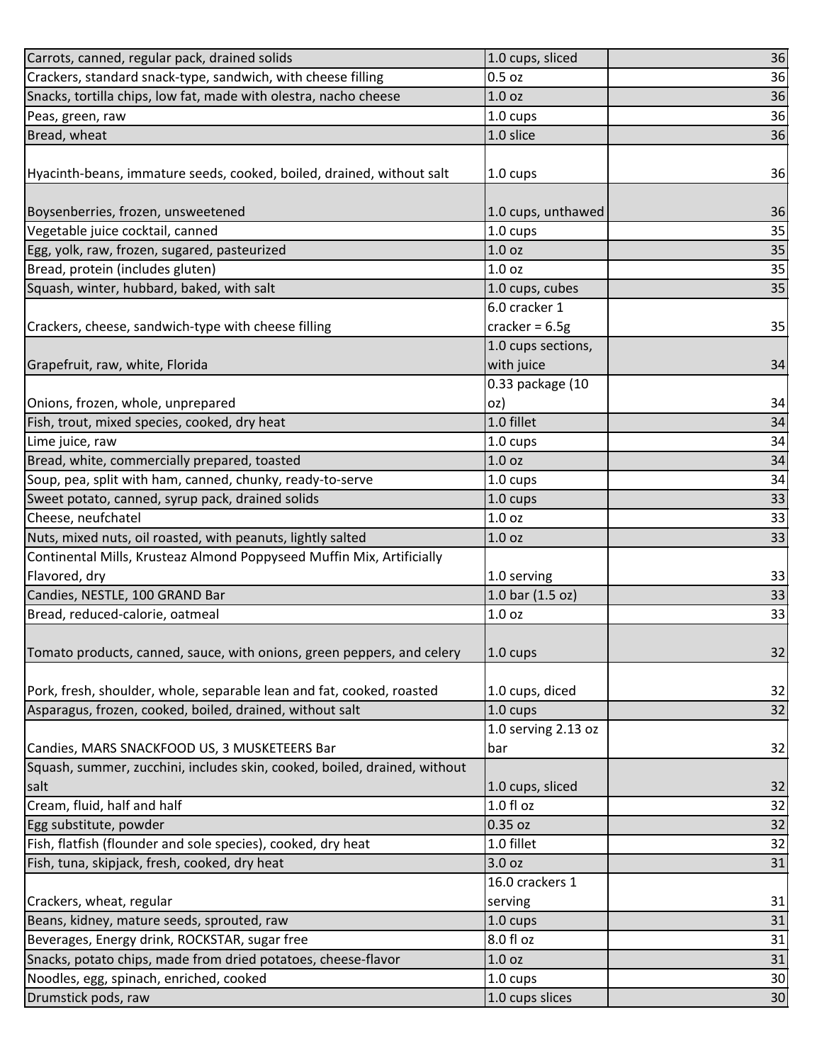| | | |
|---|---|---|
| Carrots, canned, regular pack, drained solids | 1.0 cups, sliced | 36 |
| Crackers, standard snack-type, sandwich, with cheese filling | 0.5 oz | 36 |
| Snacks, tortilla chips, low fat, made with olestra, nacho cheese | 1.0 oz | 36 |
| Peas, green, raw | 1.0 cups | 36 |
| Bread, wheat | 1.0 slice | 36 |
| Hyacinth-beans, immature seeds, cooked, boiled, drained, without salt | 1.0 cups | 36 |
| Boysenberries, frozen, unsweetened | 1.0 cups, unthawed | 36 |
| Vegetable juice cocktail, canned | 1.0 cups | 35 |
| Egg, yolk, raw, frozen, sugared, pasteurized | 1.0 oz | 35 |
| Bread, protein (includes gluten) | 1.0 oz | 35 |
| Squash, winter, hubbard, baked, with salt | 1.0 cups, cubes | 35 |
| Crackers, cheese, sandwich-type with cheese filling | 6.0 cracker 1 cracker = 6.5g | 35 |
| Grapefruit, raw, white, Florida | 1.0 cups sections, with juice | 34 |
| Onions, frozen, whole, unprepared | 0.33 package (10 oz) | 34 |
| Fish, trout, mixed species, cooked, dry heat | 1.0 fillet | 34 |
| Lime juice, raw | 1.0 cups | 34 |
| Bread, white, commercially prepared, toasted | 1.0 oz | 34 |
| Soup, pea, split with ham, canned, chunky, ready-to-serve | 1.0 cups | 34 |
| Sweet potato, canned, syrup pack, drained solids | 1.0 cups | 33 |
| Cheese, neufchatel | 1.0 oz | 33 |
| Nuts, mixed nuts, oil roasted, with peanuts, lightly salted | 1.0 oz | 33 |
| Continental Mills, Krusteaz Almond Poppyseed Muffin Mix, Artificially Flavored, dry | 1.0 serving | 33 |
| Candies, NESTLE, 100 GRAND Bar | 1.0 bar (1.5 oz) | 33 |
| Bread, reduced-calorie, oatmeal | 1.0 oz | 33 |
| Tomato products, canned, sauce, with onions, green peppers, and celery | 1.0 cups | 32 |
| Pork, fresh, shoulder, whole, separable lean and fat, cooked, roasted | 1.0 cups, diced | 32 |
| Asparagus, frozen, cooked, boiled, drained, without salt | 1.0 cups | 32 |
| Candies, MARS SNACKFOOD US, 3 MUSKETEERS Bar | 1.0 serving 2.13 oz bar | 32 |
| Squash, summer, zucchini, includes skin, cooked, boiled, drained, without salt | 1.0 cups, sliced | 32 |
| Cream, fluid, half and half | 1.0 fl oz | 32 |
| Egg substitute, powder | 0.35 oz | 32 |
| Fish, flatfish (flounder and sole species), cooked, dry heat | 1.0 fillet | 32 |
| Fish, tuna, skipjack, fresh, cooked, dry heat | 3.0 oz | 31 |
| Crackers, wheat, regular | 16.0 crackers 1 serving | 31 |
| Beans, kidney, mature seeds, sprouted, raw | 1.0 cups | 31 |
| Beverages, Energy drink, ROCKSTAR, sugar free | 8.0 fl oz | 31 |
| Snacks, potato chips, made from dried potatoes, cheese-flavor | 1.0 oz | 31 |
| Noodles, egg, spinach, enriched, cooked | 1.0 cups | 30 |
| Drumstick pods, raw | 1.0 cups slices | 30 |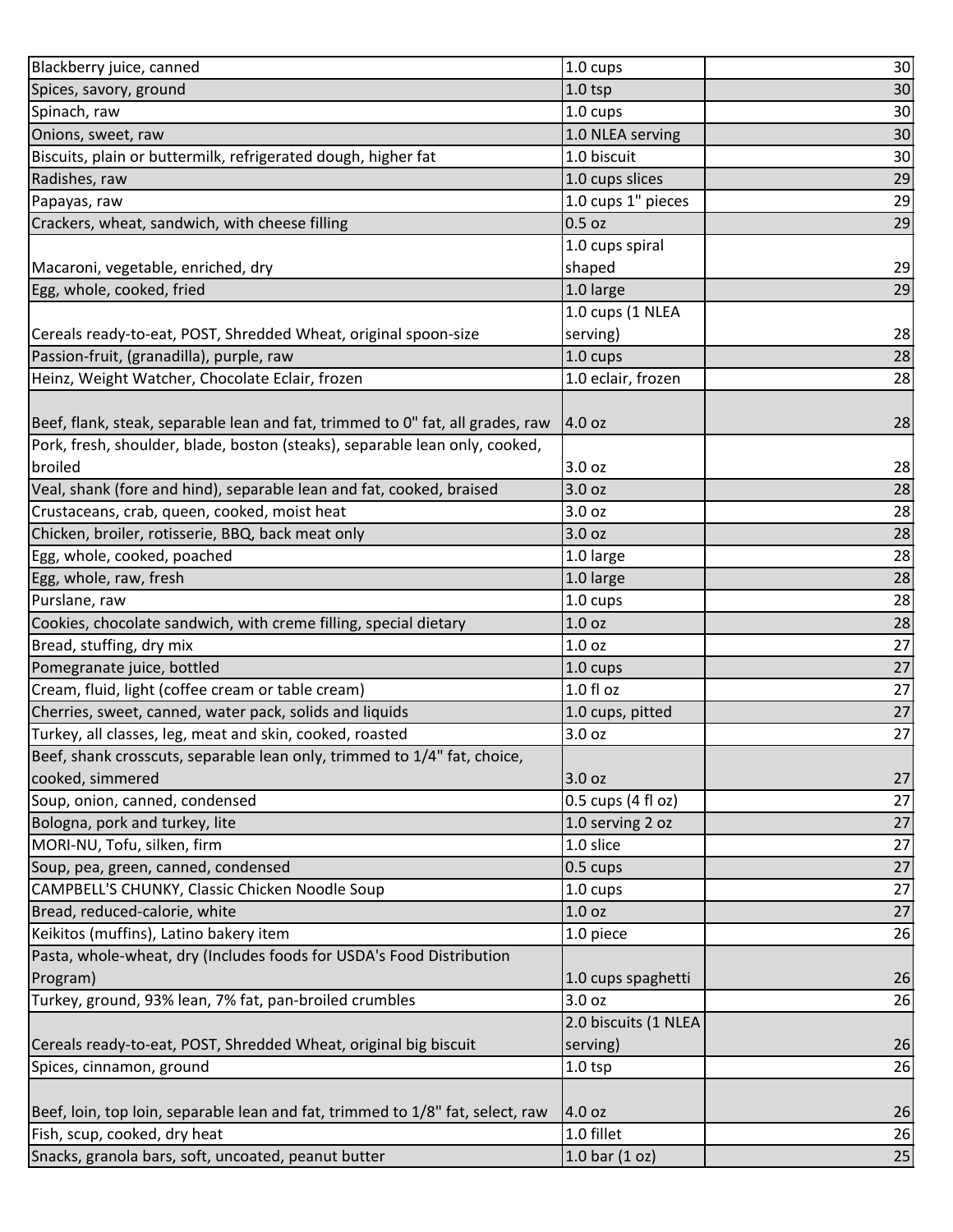| | | |
|---|---|---|
| Blackberry juice, canned | 1.0 cups | 30 |
| Spices, savory, ground | 1.0 tsp | 30 |
| Spinach, raw | 1.0 cups | 30 |
| Onions, sweet, raw | 1.0 NLEA serving | 30 |
| Biscuits, plain or buttermilk, refrigerated dough, higher fat | 1.0 biscuit | 30 |
| Radishes, raw | 1.0 cups slices | 29 |
| Papayas, raw | 1.0 cups 1" pieces | 29 |
| Crackers, wheat, sandwich, with cheese filling | 0.5 oz | 29 |
| Macaroni, vegetable, enriched, dry | 1.0 cups spiral shaped | 29 |
| Egg, whole, cooked, fried | 1.0 large | 29 |
| Cereals ready-to-eat, POST, Shredded Wheat, original spoon-size | 1.0 cups (1 NLEA serving) | 28 |
| Passion-fruit, (granadilla), purple, raw | 1.0 cups | 28 |
| Heinz, Weight Watcher, Chocolate Eclair, frozen | 1.0 eclair, frozen | 28 |
| Beef, flank, steak, separable lean and fat, trimmed to 0" fat, all grades, raw | 4.0 oz | 28 |
| Pork, fresh, shoulder, blade, boston (steaks), separable lean only, cooked, broiled | 3.0 oz | 28 |
| Veal, shank (fore and hind), separable lean and fat, cooked, braised | 3.0 oz | 28 |
| Crustaceans, crab, queen, cooked, moist heat | 3.0 oz | 28 |
| Chicken, broiler, rotisserie, BBQ, back meat only | 3.0 oz | 28 |
| Egg, whole, cooked, poached | 1.0 large | 28 |
| Egg, whole, raw, fresh | 1.0 large | 28 |
| Purslane, raw | 1.0 cups | 28 |
| Cookies, chocolate sandwich, with creme filling, special dietary | 1.0 oz | 28 |
| Bread, stuffing, dry mix | 1.0 oz | 27 |
| Pomegranate juice, bottled | 1.0 cups | 27 |
| Cream, fluid, light (coffee cream or table cream) | 1.0 fl oz | 27 |
| Cherries, sweet, canned, water pack, solids and liquids | 1.0 cups, pitted | 27 |
| Turkey, all classes, leg, meat and skin, cooked, roasted | 3.0 oz | 27 |
| Beef, shank crosscuts, separable lean only, trimmed to 1/4" fat, choice, cooked, simmered | 3.0 oz | 27 |
| Soup, onion, canned, condensed | 0.5 cups (4 fl oz) | 27 |
| Bologna, pork and turkey, lite | 1.0 serving 2 oz | 27 |
| MORI-NU, Tofu, silken, firm | 1.0 slice | 27 |
| Soup, pea, green, canned, condensed | 0.5 cups | 27 |
| CAMPBELL'S CHUNKY, Classic Chicken Noodle Soup | 1.0 cups | 27 |
| Bread, reduced-calorie, white | 1.0 oz | 27 |
| Keikitos (muffins), Latino bakery item | 1.0 piece | 26 |
| Pasta, whole-wheat, dry (Includes foods for USDA's Food Distribution Program) | 1.0 cups spaghetti | 26 |
| Turkey, ground, 93% lean, 7% fat, pan-broiled crumbles | 3.0 oz | 26 |
| Cereals ready-to-eat, POST, Shredded Wheat, original big biscuit | 2.0 biscuits (1 NLEA serving) | 26 |
| Spices, cinnamon, ground | 1.0 tsp | 26 |
| Beef, loin, top loin, separable lean and fat, trimmed to 1/8" fat, select, raw | 4.0 oz | 26 |
| Fish, scup, cooked, dry heat | 1.0 fillet | 26 |
| Snacks, granola bars, soft, uncoated, peanut butter | 1.0 bar (1 oz) | 25 |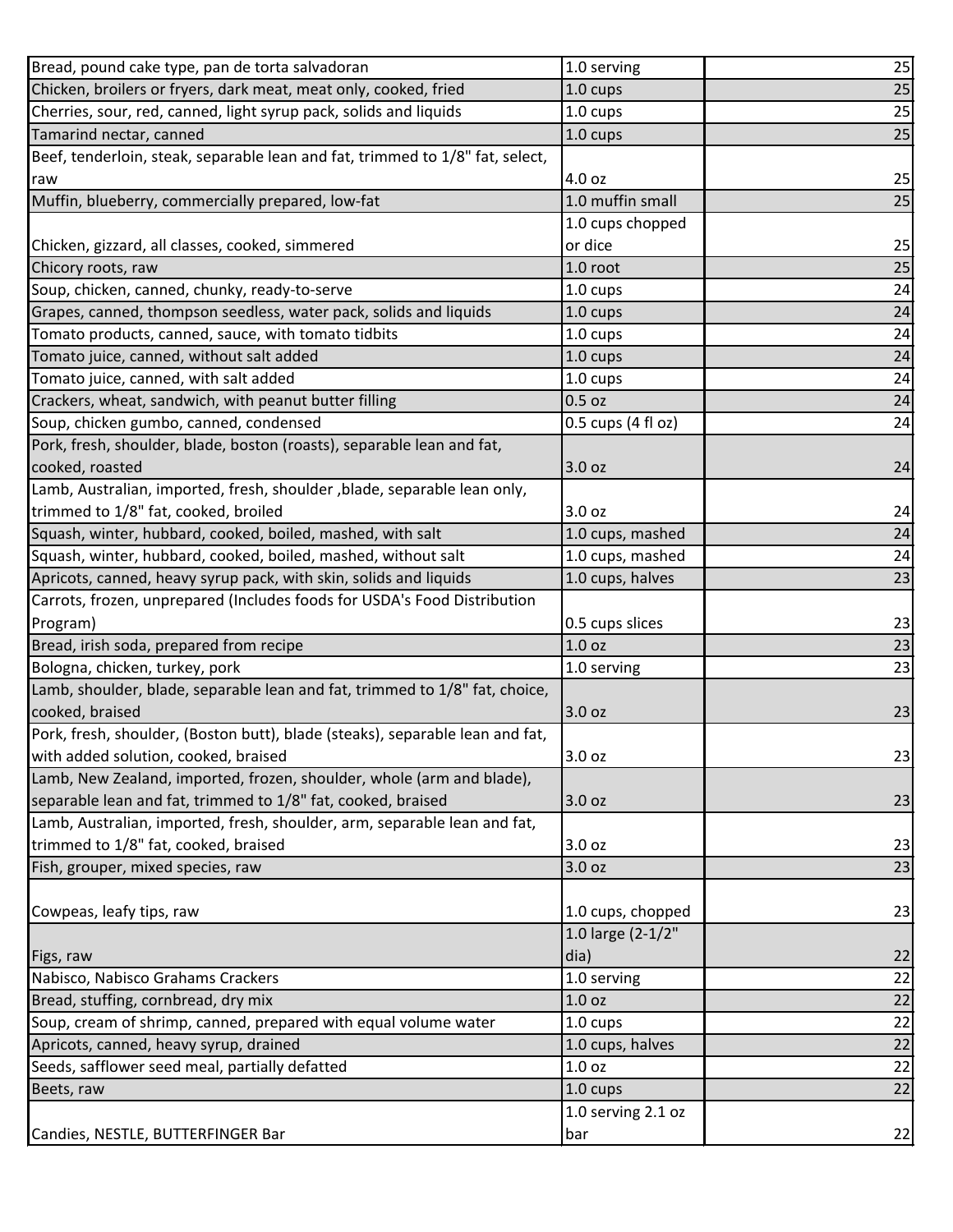| | | |
|---|---|---|
| Bread, pound cake type, pan de torta salvadoran | 1.0 serving | 25 |
| Chicken, broilers or fryers, dark meat, meat only, cooked, fried | 1.0 cups | 25 |
| Cherries, sour, red, canned, light syrup pack, solids and liquids | 1.0 cups | 25 |
| Tamarind nectar, canned | 1.0 cups | 25 |
| Beef, tenderloin, steak, separable lean and fat, trimmed to 1/8" fat, select, raw | 4.0 oz | 25 |
| Muffin, blueberry, commercially prepared, low-fat | 1.0 muffin small | 25 |
| Chicken, gizzard, all classes, cooked, simmered | 1.0 cups chopped or dice | 25 |
| Chicory roots, raw | 1.0 root | 25 |
| Soup, chicken, canned, chunky, ready-to-serve | 1.0 cups | 24 |
| Grapes, canned, thompson seedless, water pack, solids and liquids | 1.0 cups | 24 |
| Tomato products, canned, sauce, with tomato tidbits | 1.0 cups | 24 |
| Tomato juice, canned, without salt added | 1.0 cups | 24 |
| Tomato juice, canned, with salt added | 1.0 cups | 24 |
| Crackers, wheat, sandwich, with peanut butter filling | 0.5 oz | 24 |
| Soup, chicken gumbo, canned, condensed | 0.5 cups (4 fl oz) | 24 |
| Pork, fresh, shoulder, blade, boston (roasts), separable lean and fat, cooked, roasted | 3.0 oz | 24 |
| Lamb, Australian, imported, fresh, shoulder ,blade, separable lean only, trimmed to 1/8" fat, cooked, broiled | 3.0 oz | 24 |
| Squash, winter, hubbard, cooked, boiled, mashed, with salt | 1.0 cups, mashed | 24 |
| Squash, winter, hubbard, cooked, boiled, mashed, without salt | 1.0 cups, mashed | 24 |
| Apricots, canned, heavy syrup pack, with skin, solids and liquids | 1.0 cups, halves | 23 |
| Carrots, frozen, unprepared (Includes foods for USDA's Food Distribution Program) | 0.5 cups slices | 23 |
| Bread, irish soda, prepared from recipe | 1.0 oz | 23 |
| Bologna, chicken, turkey, pork | 1.0 serving | 23 |
| Lamb, shoulder, blade, separable lean and fat, trimmed to 1/8" fat, choice, cooked, braised | 3.0 oz | 23 |
| Pork, fresh, shoulder, (Boston butt), blade (steaks), separable lean and fat, with added solution, cooked, braised | 3.0 oz | 23 |
| Lamb, New Zealand, imported, frozen, shoulder, whole (arm and blade), separable lean and fat, trimmed to 1/8" fat, cooked, braised | 3.0 oz | 23 |
| Lamb, Australian, imported, fresh, shoulder, arm, separable lean and fat, trimmed to 1/8" fat, cooked, braised | 3.0 oz | 23 |
| Fish, grouper, mixed species, raw | 3.0 oz | 23 |
| Cowpeas, leafy tips, raw | 1.0 cups, chopped | 23 |
| Figs, raw | 1.0 large (2-1/2" dia) | 22 |
| Nabisco, Nabisco Grahams Crackers | 1.0 serving | 22 |
| Bread, stuffing, cornbread, dry mix | 1.0 oz | 22 |
| Soup, cream of shrimp, canned, prepared with equal volume water | 1.0 cups | 22 |
| Apricots, canned, heavy syrup, drained | 1.0 cups, halves | 22 |
| Seeds, safflower seed meal, partially defatted | 1.0 oz | 22 |
| Beets, raw | 1.0 cups | 22 |
| Candies, NESTLE, BUTTERFINGER Bar | 1.0 serving 2.1 oz bar | 22 |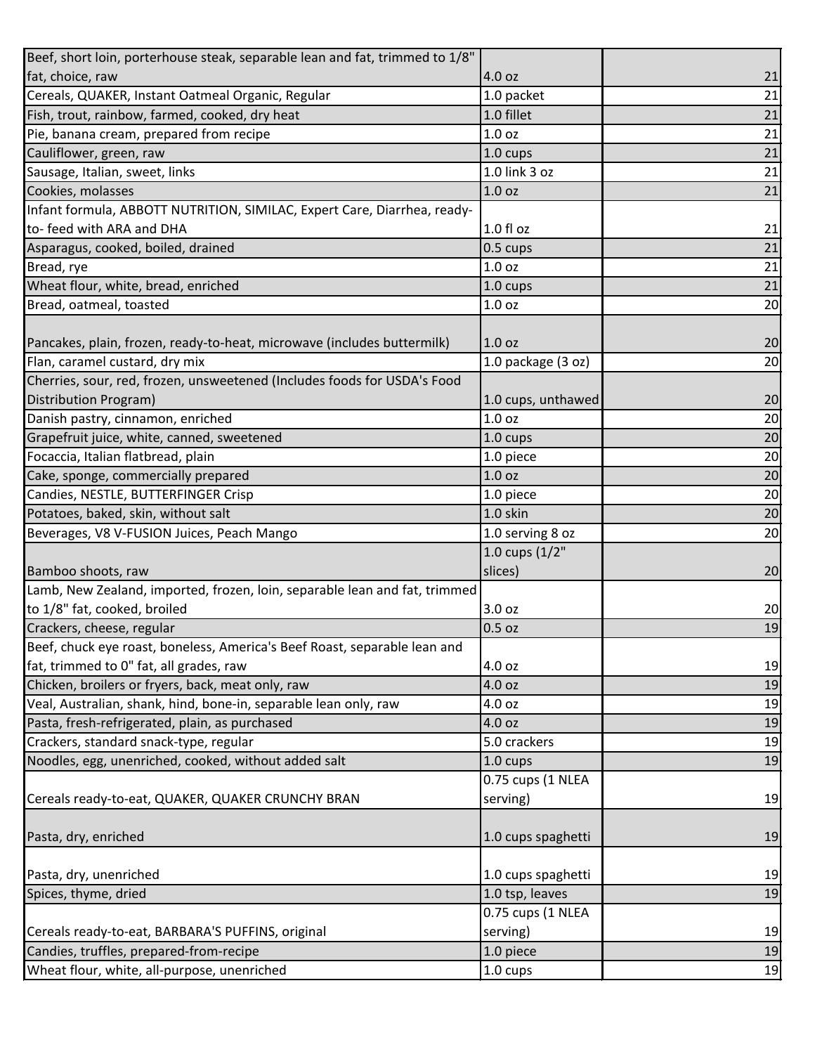| | | |
|---|---|---|
| Beef, short loin, porterhouse steak, separable lean and fat, trimmed to 1/8" fat, choice, raw | 4.0 oz | 21 |
| Cereals, QUAKER, Instant Oatmeal Organic, Regular | 1.0 packet | 21 |
| Fish, trout, rainbow, farmed, cooked, dry heat | 1.0 fillet | 21 |
| Pie, banana cream, prepared from recipe | 1.0 oz | 21 |
| Cauliflower, green, raw | 1.0 cups | 21 |
| Sausage, Italian, sweet, links | 1.0 link 3 oz | 21 |
| Cookies, molasses | 1.0 oz | 21 |
| Infant formula, ABBOTT NUTRITION, SIMILAC, Expert Care, Diarrhea, ready-to- feed with ARA and DHA | 1.0 fl oz | 21 |
| Asparagus, cooked, boiled, drained | 0.5 cups | 21 |
| Bread, rye | 1.0 oz | 21 |
| Wheat flour, white, bread, enriched | 1.0 cups | 21 |
| Bread, oatmeal, toasted | 1.0 oz | 20 |
| Pancakes, plain, frozen, ready-to-heat, microwave (includes buttermilk) | 1.0 oz | 20 |
| Flan, caramel custard, dry mix | 1.0 package (3 oz) | 20 |
| Cherries, sour, red, frozen, unsweetened (Includes foods for USDA's Food Distribution Program) | 1.0 cups, unthawed | 20 |
| Danish pastry, cinnamon, enriched | 1.0 oz | 20 |
| Grapefruit juice, white, canned, sweetened | 1.0 cups | 20 |
| Focaccia, Italian flatbread, plain | 1.0 piece | 20 |
| Cake, sponge, commercially prepared | 1.0 oz | 20 |
| Candies, NESTLE, BUTTERFINGER Crisp | 1.0 piece | 20 |
| Potatoes, baked, skin, without salt | 1.0 skin | 20 |
| Beverages, V8 V-FUSION Juices, Peach Mango | 1.0 serving 8 oz | 20 |
| Bamboo shoots, raw | 1.0 cups (1/2" slices) | 20 |
| Lamb, New Zealand, imported, frozen, loin, separable lean and fat, trimmed to 1/8" fat, cooked, broiled | 3.0 oz | 20 |
| Crackers, cheese, regular | 0.5 oz | 19 |
| Beef, chuck eye roast, boneless, America's Beef Roast, separable lean and fat, trimmed to 0" fat, all grades, raw | 4.0 oz | 19 |
| Chicken, broilers or fryers, back, meat only, raw | 4.0 oz | 19 |
| Veal, Australian, shank, hind, bone-in, separable lean only, raw | 4.0 oz | 19 |
| Pasta, fresh-refrigerated, plain, as purchased | 4.0 oz | 19 |
| Crackers, standard snack-type, regular | 5.0 crackers | 19 |
| Noodles, egg, unenriched, cooked, without added salt | 1.0 cups | 19 |
| Cereals ready-to-eat, QUAKER, QUAKER CRUNCHY BRAN | 0.75 cups (1 NLEA serving) | 19 |
| Pasta, dry, enriched | 1.0 cups spaghetti | 19 |
| Pasta, dry, unenriched | 1.0 cups spaghetti | 19 |
| Spices, thyme, dried | 1.0 tsp, leaves | 19 |
| Cereals ready-to-eat, BARBARA'S PUFFINS, original | 0.75 cups (1 NLEA serving) | 19 |
| Candies, truffles, prepared-from-recipe | 1.0 piece | 19 |
| Wheat flour, white, all-purpose, unenriched | 1.0 cups | 19 |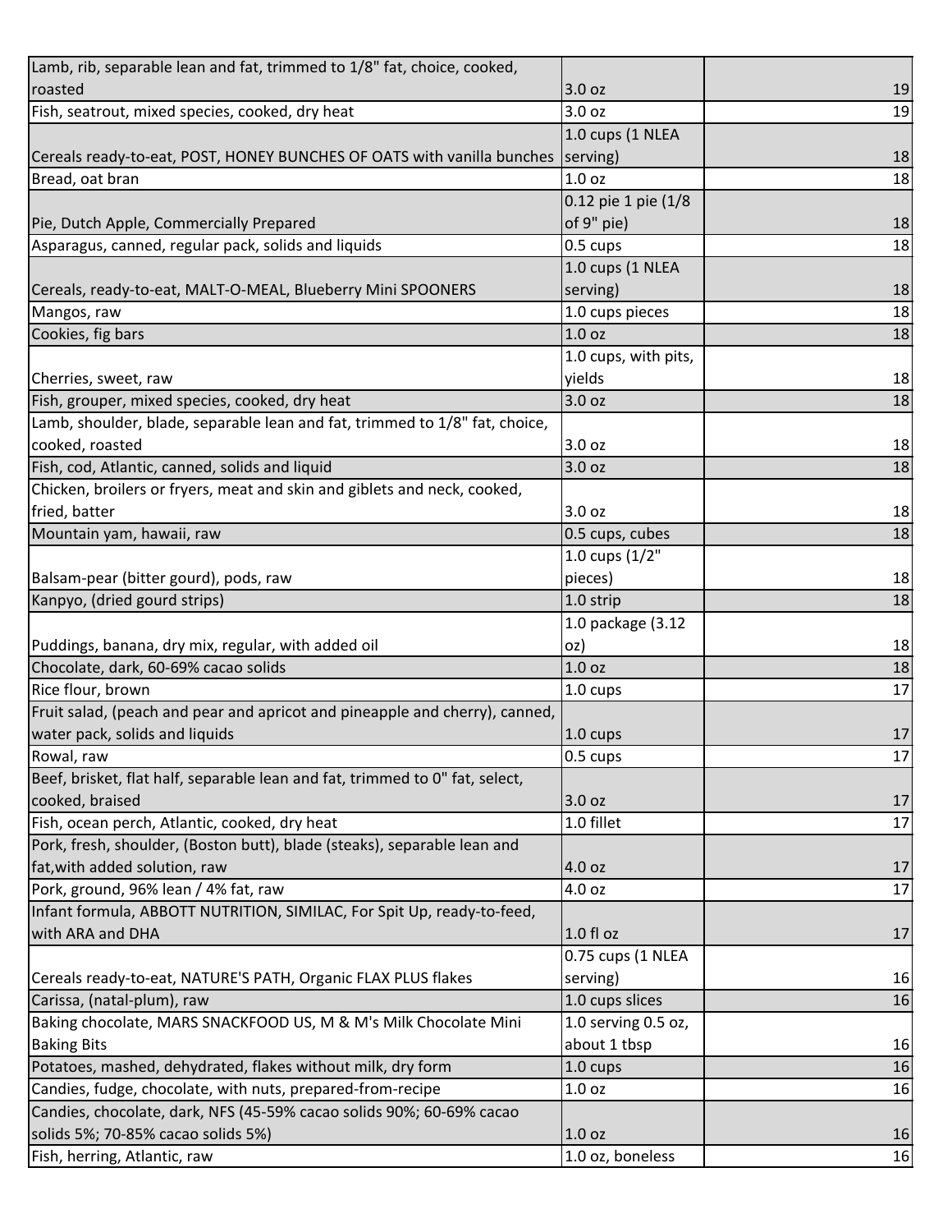| | | |
|---|---|---|
| Lamb, rib, separable lean and fat, trimmed to 1/8" fat, choice, cooked, roasted | 3.0 oz | 19 |
| Fish, seatrout, mixed species, cooked, dry heat | 3.0 oz | 19 |
| Cereals ready-to-eat, POST, HONEY BUNCHES OF OATS with vanilla bunches | 1.0 cups (1 NLEA serving) | 18 |
| Bread, oat bran | 1.0 oz | 18 |
| Pie, Dutch Apple, Commercially Prepared | 0.12 pie 1 pie (1/8 of 9" pie) | 18 |
| Asparagus, canned, regular pack, solids and liquids | 0.5 cups | 18 |
| Cereals, ready-to-eat, MALT-O-MEAL, Blueberry Mini SPOONERS | 1.0 cups (1 NLEA serving) | 18 |
| Mangos, raw | 1.0 cups pieces | 18 |
| Cookies, fig bars | 1.0 oz | 18 |
| Cherries, sweet, raw | 1.0 cups, with pits, yields | 18 |
| Fish, grouper, mixed species, cooked, dry heat | 3.0 oz | 18 |
| Lamb, shoulder, blade, separable lean and fat, trimmed to 1/8" fat, choice, cooked, roasted | 3.0 oz | 18 |
| Fish, cod, Atlantic, canned, solids and liquid | 3.0 oz | 18 |
| Chicken, broilers or fryers, meat and skin and giblets and neck, cooked, fried, batter | 3.0 oz | 18 |
| Mountain yam, hawaii, raw | 0.5 cups, cubes | 18 |
| Balsam-pear (bitter gourd), pods, raw | 1.0 cups (1/2" pieces) | 18 |
| Kanpyo, (dried gourd strips) | 1.0 strip | 18 |
| Puddings, banana, dry mix, regular, with added oil | 1.0 package (3.12 oz) | 18 |
| Chocolate, dark, 60-69% cacao solids | 1.0 oz | 18 |
| Rice flour, brown | 1.0 cups | 17 |
| Fruit salad, (peach and pear and apricot and pineapple and cherry), canned, water pack, solids and liquids | 1.0 cups | 17 |
| Rowal, raw | 0.5 cups | 17 |
| Beef, brisket, flat half, separable lean and fat, trimmed to 0" fat, select, cooked, braised | 3.0 oz | 17 |
| Fish, ocean perch, Atlantic, cooked, dry heat | 1.0 fillet | 17 |
| Pork, fresh, shoulder, (Boston butt), blade (steaks), separable lean and fat,with added solution, raw | 4.0 oz | 17 |
| Pork, ground, 96% lean / 4% fat, raw | 4.0 oz | 17 |
| Infant formula, ABBOTT NUTRITION, SIMILAC, For Spit Up, ready-to-feed, with ARA and DHA | 1.0 fl oz | 17 |
| Cereals ready-to-eat, NATURE'S PATH, Organic FLAX PLUS flakes | 0.75 cups (1 NLEA serving) | 16 |
| Carissa, (natal-plum), raw | 1.0 cups slices | 16 |
| Baking chocolate, MARS SNACKFOOD US, M & M's Milk Chocolate Mini Baking Bits | 1.0 serving 0.5 oz, about 1 tbsp | 16 |
| Potatoes, mashed, dehydrated, flakes without milk, dry form | 1.0 cups | 16 |
| Candies, fudge, chocolate, with nuts, prepared-from-recipe | 1.0 oz | 16 |
| Candies, chocolate, dark, NFS (45-59% cacao solids 90%; 60-69% cacao solids 5%; 70-85% cacao solids 5%) | 1.0 oz | 16 |
| Fish, herring, Atlantic, raw | 1.0 oz, boneless | 16 |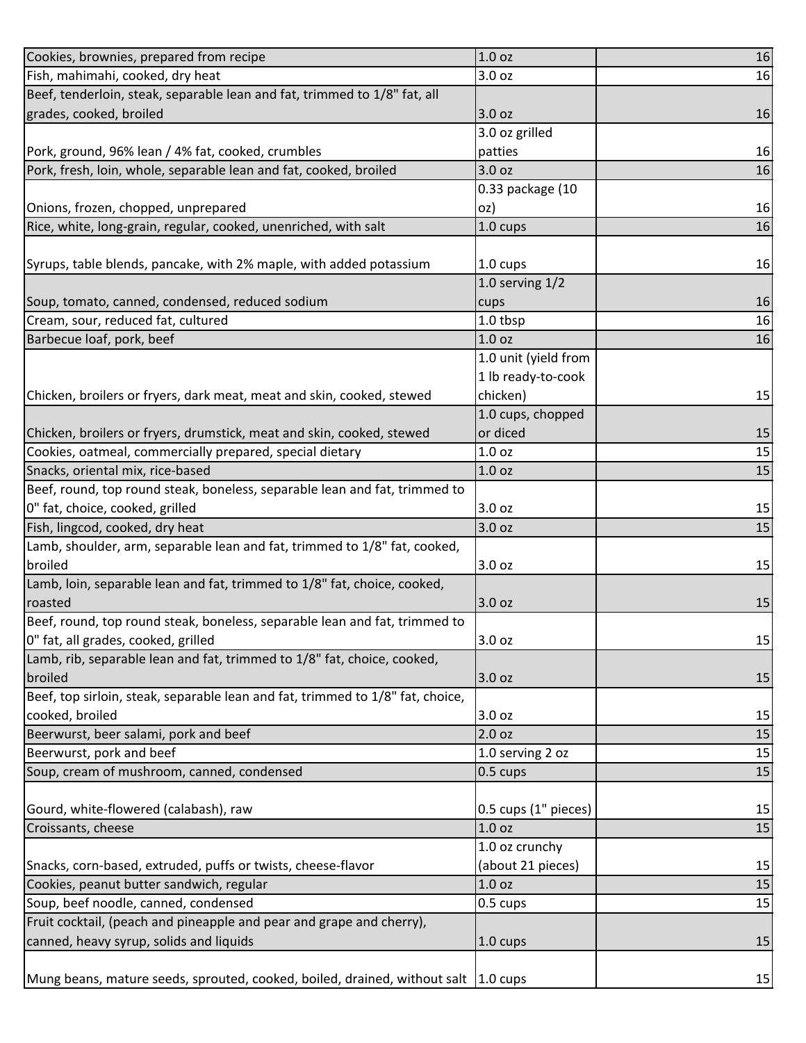| | | |
|---|---|---|
| Cookies, brownies, prepared from recipe | 1.0 oz | 16 |
| Fish, mahimahi, cooked, dry heat | 3.0 oz | 16 |
| Beef, tenderloin, steak, separable lean and fat, trimmed to 1/8" fat, all grades, cooked, broiled | 3.0 oz | 16 |
| Pork, ground, 96% lean / 4% fat, cooked, crumbles | 3.0 oz grilled patties | 16 |
| Pork, fresh, loin, whole, separable lean and fat, cooked, broiled | 3.0 oz | 16 |
| Onions, frozen, chopped, unprepared | 0.33 package (10 oz) | 16 |
| Rice, white, long-grain, regular, cooked, unenriched, with salt | 1.0 cups | 16 |
| Syrups, table blends, pancake, with 2% maple, with added potassium | 1.0 cups | 16 |
| Soup, tomato, canned, condensed, reduced sodium | 1.0 serving 1/2 cups | 16 |
| Cream, sour, reduced fat, cultured | 1.0 tbsp | 16 |
| Barbecue loaf, pork, beef | 1.0 oz | 16 |
| Chicken, broilers or fryers, dark meat, meat and skin, cooked, stewed | 1.0 unit (yield from 1 lb ready-to-cook chicken) | 15 |
| Chicken, broilers or fryers, drumstick, meat and skin, cooked, stewed | 1.0 cups, chopped or diced | 15 |
| Cookies, oatmeal, commercially prepared, special dietary | 1.0 oz | 15 |
| Snacks, oriental mix, rice-based | 1.0 oz | 15 |
| Beef, round, top round steak, boneless, separable lean and fat, trimmed to 0" fat, choice, cooked, grilled | 3.0 oz | 15 |
| Fish, lingcod, cooked, dry heat | 3.0 oz | 15 |
| Lamb, shoulder, arm, separable lean and fat, trimmed to 1/8" fat, cooked, broiled | 3.0 oz | 15 |
| Lamb, loin, separable lean and fat, trimmed to 1/8" fat, choice, cooked, roasted | 3.0 oz | 15 |
| Beef, round, top round steak, boneless, separable lean and fat, trimmed to 0" fat, all grades, cooked, grilled | 3.0 oz | 15 |
| Lamb, rib, separable lean and fat, trimmed to 1/8" fat, choice, cooked, broiled | 3.0 oz | 15 |
| Beef, top sirloin, steak, separable lean and fat, trimmed to 1/8" fat, choice, cooked, broiled | 3.0 oz | 15 |
| Beerwurst, beer salami, pork and beef | 2.0 oz | 15 |
| Beerwurst, pork and beef | 1.0 serving 2 oz | 15 |
| Soup, cream of mushroom, canned, condensed | 0.5 cups | 15 |
| Gourd, white-flowered (calabash), raw | 0.5 cups (1" pieces) | 15 |
| Croissants, cheese | 1.0 oz | 15 |
| Snacks, corn-based, extruded, puffs or twists, cheese-flavor | 1.0 oz crunchy (about 21 pieces) | 15 |
| Cookies, peanut butter sandwich, regular | 1.0 oz | 15 |
| Soup, beef noodle, canned, condensed | 0.5 cups | 15 |
| Fruit cocktail, (peach and pineapple and pear and grape and cherry), canned, heavy syrup, solids and liquids | 1.0 cups | 15 |
| Mung beans, mature seeds, sprouted, cooked, boiled, drained, without salt | 1.0 cups | 15 |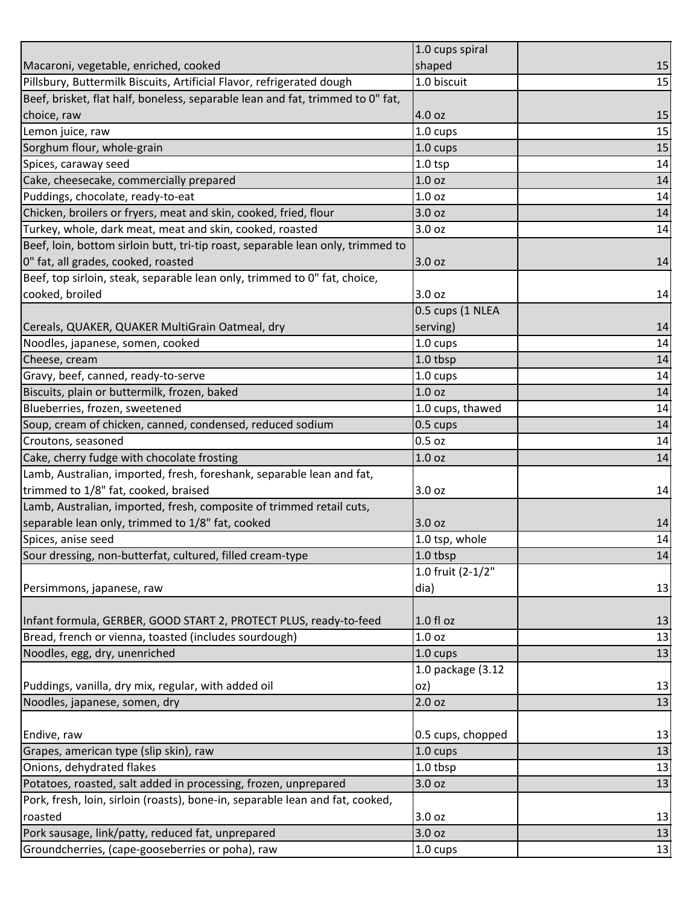| | | |
|---|---|---|
| Macaroni, vegetable, enriched, cooked | 1.0 cups spiral shaped | 15 |
| Pillsbury, Buttermilk Biscuits, Artificial Flavor, refrigerated dough | 1.0 biscuit | 15 |
| Beef, brisket, flat half, boneless, separable lean and fat, trimmed to 0" fat, choice, raw | 4.0 oz | 15 |
| Lemon juice, raw | 1.0 cups | 15 |
| Sorghum flour, whole-grain | 1.0 cups | 15 |
| Spices, caraway seed | 1.0 tsp | 14 |
| Cake, cheesecake, commercially prepared | 1.0 oz | 14 |
| Puddings, chocolate, ready-to-eat | 1.0 oz | 14 |
| Chicken, broilers or fryers, meat and skin, cooked, fried, flour | 3.0 oz | 14 |
| Turkey, whole, dark meat, meat and skin, cooked, roasted | 3.0 oz | 14 |
| Beef, loin, bottom sirloin butt, tri-tip roast, separable lean only, trimmed to 0" fat, all grades, cooked, roasted | 3.0 oz | 14 |
| Beef, top sirloin, steak, separable lean only, trimmed to 0" fat, choice, cooked, broiled | 3.0 oz | 14 |
| Cereals, QUAKER, QUAKER MultiGrain Oatmeal, dry | 0.5 cups (1 NLEA serving) | 14 |
| Noodles, japanese, somen, cooked | 1.0 cups | 14 |
| Cheese, cream | 1.0 tbsp | 14 |
| Gravy, beef, canned, ready-to-serve | 1.0 cups | 14 |
| Biscuits, plain or buttermilk, frozen, baked | 1.0 oz | 14 |
| Blueberries, frozen, sweetened | 1.0 cups, thawed | 14 |
| Soup, cream of chicken, canned, condensed, reduced sodium | 0.5 cups | 14 |
| Croutons, seasoned | 0.5 oz | 14 |
| Cake, cherry fudge with chocolate frosting | 1.0 oz | 14 |
| Lamb, Australian, imported, fresh, foreshank, separable lean and fat, trimmed to 1/8" fat, cooked, braised | 3.0 oz | 14 |
| Lamb, Australian, imported, fresh, composite of trimmed retail cuts, separable lean only, trimmed to 1/8" fat, cooked | 3.0 oz | 14 |
| Spices, anise seed | 1.0 tsp, whole | 14 |
| Sour dressing, non-butterfat, cultured, filled cream-type | 1.0 tbsp | 14 |
| Persimmons, japanese, raw | 1.0 fruit (2-1/2" dia) | 13 |
| Infant formula, GERBER, GOOD START 2, PROTECT PLUS, ready-to-feed | 1.0 fl oz | 13 |
| Bread, french or vienna, toasted (includes sourdough) | 1.0 oz | 13 |
| Noodles, egg, dry, unenriched | 1.0 cups | 13 |
| Puddings, vanilla, dry mix, regular, with added oil | 1.0 package (3.12 oz) | 13 |
| Noodles, japanese, somen, dry | 2.0 oz | 13 |
| Endive, raw | 0.5 cups, chopped | 13 |
| Grapes, american type (slip skin), raw | 1.0 cups | 13 |
| Onions, dehydrated flakes | 1.0 tbsp | 13 |
| Potatoes, roasted, salt added in processing, frozen, unprepared | 3.0 oz | 13 |
| Pork, fresh, loin, sirloin (roasts), bone-in, separable lean and fat, cooked, roasted | 3.0 oz | 13 |
| Pork sausage, link/patty, reduced fat, unprepared | 3.0 oz | 13 |
| Groundcherries, (cape-gooseberries or poha), raw | 1.0 cups | 13 |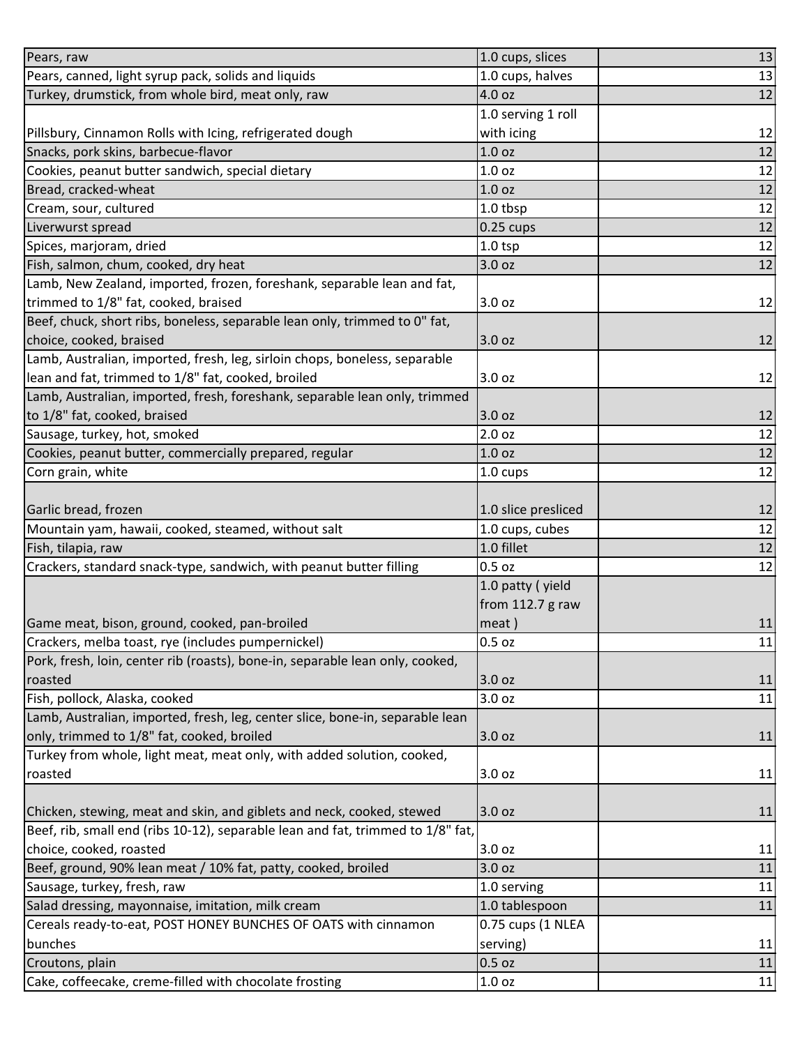| | | |
|---|---|---|
| Pears, raw | 1.0 cups, slices | 13 |
| Pears, canned, light syrup pack, solids and liquids | 1.0 cups, halves | 13 |
| Turkey, drumstick, from whole bird, meat only, raw | 4.0 oz | 12 |
| Pillsbury, Cinnamon Rolls with Icing, refrigerated dough | 1.0 serving 1 roll with icing | 12 |
| Snacks, pork skins, barbecue-flavor | 1.0 oz | 12 |
| Cookies, peanut butter sandwich, special dietary | 1.0 oz | 12 |
| Bread, cracked-wheat | 1.0 oz | 12 |
| Cream, sour, cultured | 1.0 tbsp | 12 |
| Liverwurst spread | 0.25 cups | 12 |
| Spices, marjoram, dried | 1.0 tsp | 12 |
| Fish, salmon, chum, cooked, dry heat | 3.0 oz | 12 |
| Lamb, New Zealand, imported, frozen, foreshank, separable lean and fat, trimmed to 1/8" fat, cooked, braised | 3.0 oz | 12 |
| Beef, chuck, short ribs, boneless, separable lean only, trimmed to 0" fat, choice, cooked, braised | 3.0 oz | 12 |
| Lamb, Australian, imported, fresh, leg, sirloin chops, boneless, separable lean and fat, trimmed to 1/8" fat, cooked, broiled | 3.0 oz | 12 |
| Lamb, Australian, imported, fresh, foreshank, separable lean only, trimmed to 1/8" fat, cooked, braised | 3.0 oz | 12 |
| Sausage, turkey, hot, smoked | 2.0 oz | 12 |
| Cookies, peanut butter, commercially prepared, regular | 1.0 oz | 12 |
| Corn grain, white | 1.0 cups | 12 |
| Garlic bread, frozen | 1.0 slice presliced | 12 |
| Mountain yam, hawaii, cooked, steamed, without salt | 1.0 cups, cubes | 12 |
| Fish, tilapia, raw | 1.0 fillet | 12 |
| Crackers, standard snack-type, sandwich, with peanut butter filling | 0.5 oz | 12 |
| Game meat, bison, ground, cooked, pan-broiled | 1.0 patty ( yield from 112.7 g raw meat ) | 11 |
| Crackers, melba toast, rye (includes pumpernickel) | 0.5 oz | 11 |
| Pork, fresh, loin, center rib (roasts), bone-in, separable lean only, cooked, roasted | 3.0 oz | 11 |
| Fish, pollock, Alaska, cooked | 3.0 oz | 11 |
| Lamb, Australian, imported, fresh, leg, center slice, bone-in, separable lean only, trimmed to 1/8" fat, cooked, broiled | 3.0 oz | 11 |
| Turkey from whole, light meat, meat only, with added solution, cooked, roasted | 3.0 oz | 11 |
| Chicken, stewing, meat and skin, and giblets and neck, cooked, stewed | 3.0 oz | 11 |
| Beef, rib, small end (ribs 10-12), separable lean and fat, trimmed to 1/8" fat, choice, cooked, roasted | 3.0 oz | 11 |
| Beef, ground, 90% lean meat / 10% fat, patty, cooked, broiled | 3.0 oz | 11 |
| Sausage, turkey, fresh, raw | 1.0 serving | 11 |
| Salad dressing, mayonnaise, imitation, milk cream | 1.0 tablespoon | 11 |
| Cereals ready-to-eat, POST HONEY BUNCHES OF OATS with cinnamon bunches | 0.75 cups (1 NLEA serving) | 11 |
| Croutons, plain | 0.5 oz | 11 |
| Cake, coffeecake, creme-filled with chocolate frosting | 1.0 oz | 11 |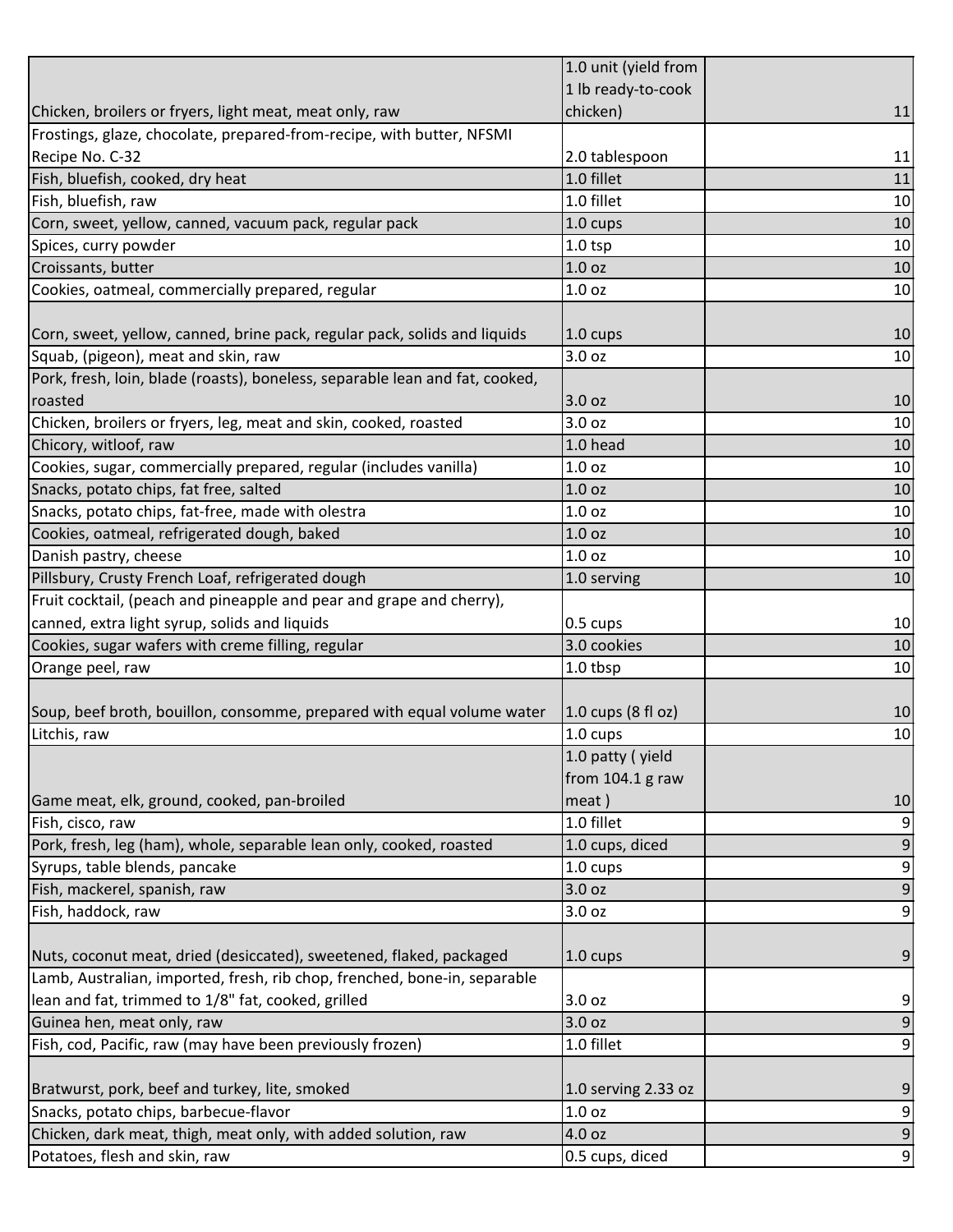| | | |
|---|---|---|
| Chicken, broilers or fryers, light meat, meat only, raw | 1.0 unit (yield from 1 lb ready-to-cook chicken) | 11 |
| Frostings, glaze, chocolate, prepared-from-recipe, with butter, NFSMI Recipe No. C-32 | 2.0 tablespoon | 11 |
| Fish, bluefish, cooked, dry heat | 1.0 fillet | 11 |
| Fish, bluefish, raw | 1.0 fillet | 10 |
| Corn, sweet, yellow, canned, vacuum pack, regular pack | 1.0 cups | 10 |
| Spices, curry powder | 1.0 tsp | 10 |
| Croissants, butter | 1.0 oz | 10 |
| Cookies, oatmeal, commercially prepared, regular | 1.0 oz | 10 |
| Corn, sweet, yellow, canned, brine pack, regular pack, solids and liquids | 1.0 cups | 10 |
| Squab, (pigeon), meat and skin, raw | 3.0 oz | 10 |
| Pork, fresh, loin, blade (roasts), boneless, separable lean and fat, cooked, roasted | 3.0 oz | 10 |
| Chicken, broilers or fryers, leg, meat and skin, cooked, roasted | 3.0 oz | 10 |
| Chicory, witloof, raw | 1.0 head | 10 |
| Cookies, sugar, commercially prepared, regular (includes vanilla) | 1.0 oz | 10 |
| Snacks, potato chips, fat free, salted | 1.0 oz | 10 |
| Snacks, potato chips, fat-free, made with olestra | 1.0 oz | 10 |
| Cookies, oatmeal, refrigerated dough, baked | 1.0 oz | 10 |
| Danish pastry, cheese | 1.0 oz | 10 |
| Pillsbury, Crusty French Loaf, refrigerated dough | 1.0 serving | 10 |
| Fruit cocktail, (peach and pineapple and pear and grape and cherry), canned, extra light syrup, solids and liquids | 0.5 cups | 10 |
| Cookies, sugar wafers with creme filling, regular | 3.0 cookies | 10 |
| Orange peel, raw | 1.0 tbsp | 10 |
| Soup, beef broth, bouillon, consomme, prepared with equal volume water | 1.0 cups (8 fl oz) | 10 |
| Litchis, raw | 1.0 cups | 10 |
| Game meat, elk, ground, cooked, pan-broiled | 1.0 patty ( yield from 104.1 g raw meat ) | 10 |
| Fish, cisco, raw | 1.0 fillet | 9 |
| Pork, fresh, leg (ham), whole, separable lean only, cooked, roasted | 1.0 cups, diced | 9 |
| Syrups, table blends, pancake | 1.0 cups | 9 |
| Fish, mackerel, spanish, raw | 3.0 oz | 9 |
| Fish, haddock, raw | 3.0 oz | 9 |
| Nuts, coconut meat, dried (desiccated), sweetened, flaked, packaged | 1.0 cups | 9 |
| Lamb, Australian, imported, fresh, rib chop, frenched, bone-in, separable lean and fat, trimmed to 1/8" fat, cooked, grilled | 3.0 oz | 9 |
| Guinea hen, meat only, raw | 3.0 oz | 9 |
| Fish, cod, Pacific, raw (may have been previously frozen) | 1.0 fillet | 9 |
| Bratwurst, pork, beef and turkey, lite, smoked | 1.0 serving 2.33 oz | 9 |
| Snacks, potato chips, barbecue-flavor | 1.0 oz | 9 |
| Chicken, dark meat, thigh, meat only, with added solution, raw | 4.0 oz | 9 |
| Potatoes, flesh and skin, raw | 0.5 cups, diced | 9 |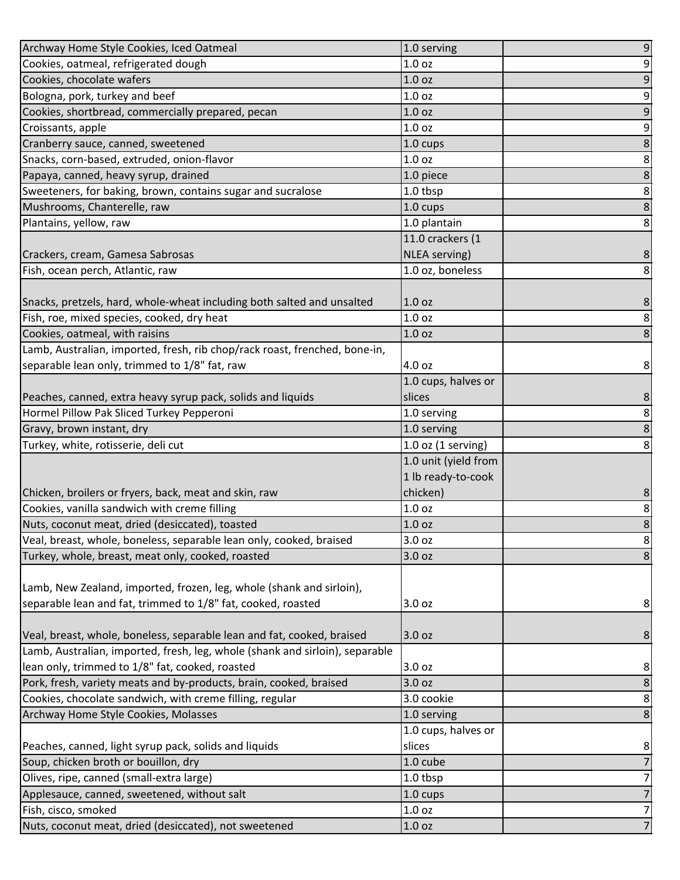| | | |
|---|---|---|
| Archway Home Style Cookies, Iced Oatmeal | 1.0 serving | 9 |
| Cookies, oatmeal, refrigerated dough | 1.0 oz | 9 |
| Cookies, chocolate wafers | 1.0 oz | 9 |
| Bologna, pork, turkey and beef | 1.0 oz | 9 |
| Cookies, shortbread, commercially prepared, pecan | 1.0 oz | 9 |
| Croissants, apple | 1.0 oz | 9 |
| Cranberry sauce, canned, sweetened | 1.0 cups | 8 |
| Snacks, corn-based, extruded, onion-flavor | 1.0 oz | 8 |
| Papaya, canned, heavy syrup, drained | 1.0 piece | 8 |
| Sweeteners, for baking, brown, contains sugar and sucralose | 1.0 tbsp | 8 |
| Mushrooms, Chanterelle, raw | 1.0 cups | 8 |
| Plantains, yellow, raw | 1.0 plantain | 8 |
| Crackers, cream, Gamesa Sabrosas | 11.0 crackers (1 NLEA serving) | 8 |
| Fish, ocean perch, Atlantic, raw | 1.0 oz, boneless | 8 |
| Snacks, pretzels, hard, whole-wheat including both salted and unsalted | 1.0 oz | 8 |
| Fish, roe, mixed species, cooked, dry heat | 1.0 oz | 8 |
| Cookies, oatmeal, with raisins | 1.0 oz | 8 |
| Lamb, Australian, imported, fresh, rib chop/rack roast, frenched, bone-in, separable lean only, trimmed to 1/8" fat, raw | 4.0 oz | 8 |
| Peaches, canned, extra heavy syrup pack, solids and liquids | 1.0 cups, halves or slices | 8 |
| Hormel Pillow Pak Sliced Turkey Pepperoni | 1.0 serving | 8 |
| Gravy, brown instant, dry | 1.0 serving | 8 |
| Turkey, white, rotisserie, deli cut | 1.0 oz (1 serving) | 8 |
| Chicken, broilers or fryers, back, meat and skin, raw | 1.0 unit (yield from 1 lb ready-to-cook chicken) | 8 |
| Cookies, vanilla sandwich with creme filling | 1.0 oz | 8 |
| Nuts, coconut meat, dried (desiccated), toasted | 1.0 oz | 8 |
| Veal, breast, whole, boneless, separable lean only, cooked, braised | 3.0 oz | 8 |
| Turkey, whole, breast, meat only, cooked, roasted | 3.0 oz | 8 |
| Lamb, New Zealand, imported, frozen, leg, whole (shank and sirloin), separable lean and fat, trimmed to 1/8" fat, cooked, roasted | 3.0 oz | 8 |
| Veal, breast, whole, boneless, separable lean and fat, cooked, braised | 3.0 oz | 8 |
| Lamb, Australian, imported, fresh, leg, whole (shank and sirloin), separable lean only, trimmed to 1/8" fat, cooked, roasted | 3.0 oz | 8 |
| Pork, fresh, variety meats and by-products, brain, cooked, braised | 3.0 oz | 8 |
| Cookies, chocolate sandwich, with creme filling, regular | 3.0 cookie | 8 |
| Archway Home Style Cookies, Molasses | 1.0 serving | 8 |
| Peaches, canned, light syrup pack, solids and liquids | 1.0 cups, halves or slices | 8 |
| Soup, chicken broth or bouillon, dry | 1.0 cube | 7 |
| Olives, ripe, canned (small-extra large) | 1.0 tbsp | 7 |
| Applesauce, canned, sweetened, without salt | 1.0 cups | 7 |
| Fish, cisco, smoked | 1.0 oz | 7 |
| Nuts, coconut meat, dried (desiccated), not sweetened | 1.0 oz | 7 |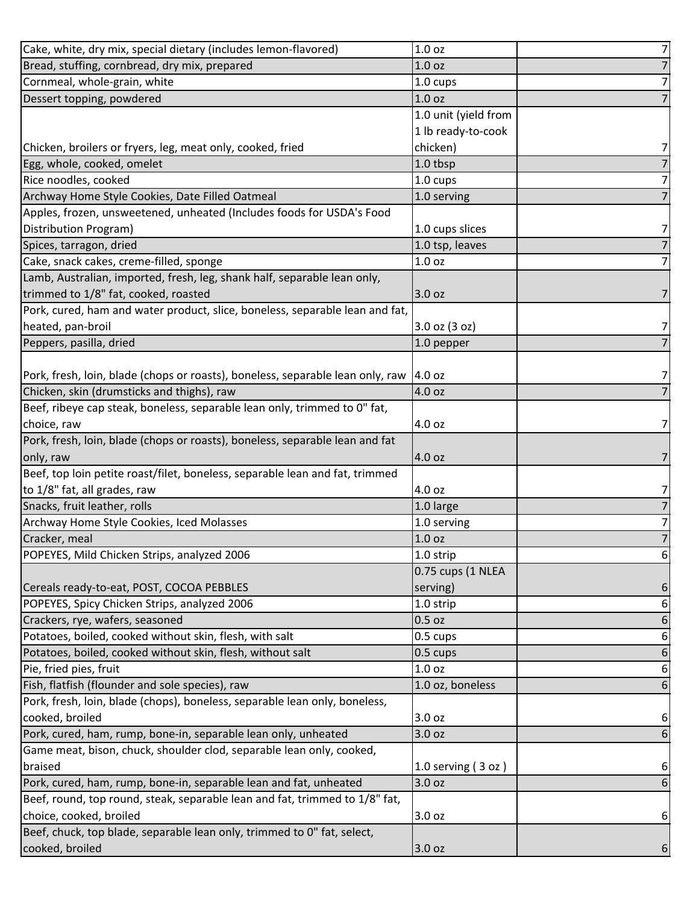| | | |
|---|---|---|
| Cake, white, dry mix, special dietary (includes lemon-flavored) | 1.0 oz | 7 |
| Bread, stuffing, cornbread, dry mix, prepared | 1.0 oz | 7 |
| Cornmeal, whole-grain, white | 1.0 cups | 7 |
| Dessert topping, powdered | 1.0 oz | 7 |
| Chicken, broilers or fryers, leg, meat only, cooked, fried | 1.0 unit (yield from 1 lb ready-to-cook chicken) | 7 |
| Egg, whole, cooked, omelet | 1.0 tbsp | 7 |
| Rice noodles, cooked | 1.0 cups | 7 |
| Archway Home Style Cookies, Date Filled Oatmeal | 1.0 serving | 7 |
| Apples, frozen, unsweetened, unheated (Includes foods for USDA's Food Distribution Program) | 1.0 cups slices | 7 |
| Spices, tarragon, dried | 1.0 tsp, leaves | 7 |
| Cake, snack cakes, creme-filled, sponge | 1.0 oz | 7 |
| Lamb, Australian, imported, fresh, leg, shank half, separable lean only, trimmed to 1/8" fat, cooked, roasted | 3.0 oz | 7 |
| Pork, cured, ham and water product, slice, boneless, separable lean and fat, heated, pan-broil | 3.0 oz (3 oz) | 7 |
| Peppers, pasilla, dried | 1.0 pepper | 7 |
| Pork, fresh, loin, blade (chops or roasts), boneless, separable lean only, raw | 4.0 oz | 7 |
| Chicken, skin (drumsticks and thighs), raw | 4.0 oz | 7 |
| Beef, ribeye cap steak, boneless, separable lean only, trimmed to 0" fat, choice, raw | 4.0 oz | 7 |
| Pork, fresh, loin, blade (chops or roasts), boneless, separable lean and fat only, raw | 4.0 oz | 7 |
| Beef, top loin petite roast/filet, boneless, separable lean and fat, trimmed to 1/8" fat, all grades, raw | 4.0 oz | 7 |
| Snacks, fruit leather, rolls | 1.0 large | 7 |
| Archway Home Style Cookies, Iced Molasses | 1.0 serving | 7 |
| Cracker, meal | 1.0 oz | 7 |
| POPEYES, Mild Chicken Strips, analyzed 2006 | 1.0 strip | 6 |
| Cereals ready-to-eat, POST, COCOA PEBBLES | 0.75 cups (1 NLEA serving) | 6 |
| POPEYES, Spicy Chicken Strips, analyzed 2006 | 1.0 strip | 6 |
| Crackers, rye, wafers, seasoned | 0.5 oz | 6 |
| Potatoes, boiled, cooked without skin, flesh, with salt | 0.5 cups | 6 |
| Potatoes, boiled, cooked without skin, flesh, without salt | 0.5 cups | 6 |
| Pie, fried pies, fruit | 1.0 oz | 6 |
| Fish, flatfish (flounder and sole species), raw | 1.0 oz, boneless | 6 |
| Pork, fresh, loin, blade (chops), boneless, separable lean only, boneless, cooked, broiled | 3.0 oz | 6 |
| Pork, cured, ham, rump, bone-in, separable lean only, unheated | 3.0 oz | 6 |
| Game meat, bison, chuck, shoulder clod, separable lean only, cooked, braised | 1.0 serving ( 3 oz ) | 6 |
| Pork, cured, ham, rump, bone-in, separable lean and fat, unheated | 3.0 oz | 6 |
| Beef, round, top round, steak, separable lean and fat, trimmed to 1/8" fat, choice, cooked, broiled | 3.0 oz | 6 |
| Beef, chuck, top blade, separable lean only, trimmed to 0" fat, select, cooked, broiled | 3.0 oz | 6 |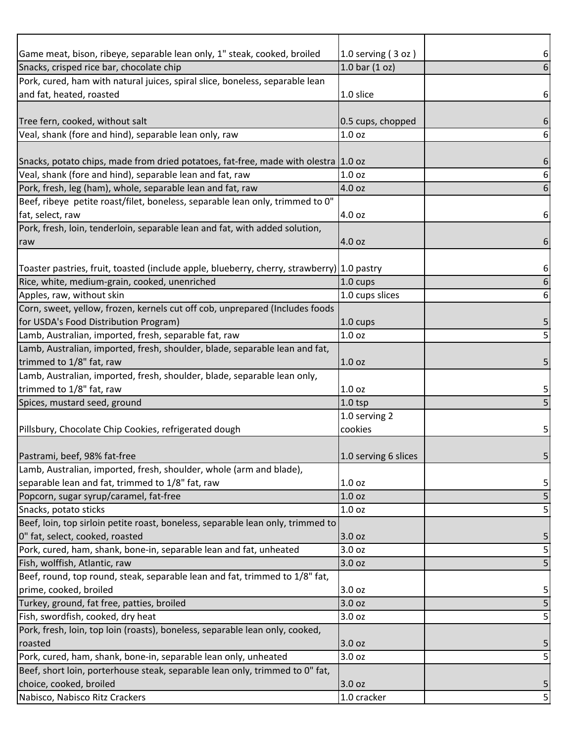| | | |
|---|---|---|
| Game meat, bison, ribeye, separable lean only, 1" steak, cooked, broiled | 1.0 serving ( 3 oz ) | 6 |
| Snacks, crisped rice bar, chocolate chip | 1.0 bar (1 oz) | 6 |
| Pork, cured, ham with natural juices, spiral slice, boneless, separable lean and fat, heated, roasted | 1.0 slice | 6 |
| Tree fern, cooked, without salt | 0.5 cups, chopped | 6 |
| Veal, shank (fore and hind), separable lean only, raw | 1.0 oz | 6 |
| Snacks, potato chips, made from dried potatoes, fat-free, made with olestra | 1.0 oz | 6 |
| Veal, shank (fore and hind), separable lean and fat, raw | 1.0 oz | 6 |
| Pork, fresh, leg (ham), whole, separable lean and fat, raw | 4.0 oz | 6 |
| Beef, ribeye petite roast/filet, boneless, separable lean only, trimmed to 0" fat, select, raw | 4.0 oz | 6 |
| Pork, fresh, loin, tenderloin, separable lean and fat, with added solution, raw | 4.0 oz | 6 |
| Toaster pastries, fruit, toasted (include apple, blueberry, cherry, strawberry) | 1.0 pastry | 6 |
| Rice, white, medium-grain, cooked, unenriched | 1.0 cups | 6 |
| Apples, raw, without skin | 1.0 cups slices | 6 |
| Corn, sweet, yellow, frozen, kernels cut off cob, unprepared (Includes foods for USDA's Food Distribution Program) | 1.0 cups | 5 |
| Lamb, Australian, imported, fresh, separable fat, raw | 1.0 oz | 5 |
| Lamb, Australian, imported, fresh, shoulder, blade, separable lean and fat, trimmed to 1/8" fat, raw | 1.0 oz | 5 |
| Lamb, Australian, imported, fresh, shoulder, blade, separable lean only, trimmed to 1/8" fat, raw | 1.0 oz | 5 |
| Spices, mustard seed, ground | 1.0 tsp | 5 |
| Pillsbury, Chocolate Chip Cookies, refrigerated dough | 1.0 serving 2 cookies | 5 |
| Pastrami, beef, 98% fat-free | 1.0 serving 6 slices | 5 |
| Lamb, Australian, imported, fresh, shoulder, whole (arm and blade), separable lean and fat, trimmed to 1/8" fat, raw | 1.0 oz | 5 |
| Popcorn, sugar syrup/caramel, fat-free | 1.0 oz | 5 |
| Snacks, potato sticks | 1.0 oz | 5 |
| Beef, loin, top sirloin petite roast, boneless, separable lean only, trimmed to 0" fat, select, cooked, roasted | 3.0 oz | 5 |
| Pork, cured, ham, shank, bone-in, separable lean and fat, unheated | 3.0 oz | 5 |
| Fish, wolffish, Atlantic, raw | 3.0 oz | 5 |
| Beef, round, top round, steak, separable lean and fat, trimmed to 1/8" fat, prime, cooked, broiled | 3.0 oz | 5 |
| Turkey, ground, fat free, patties, broiled | 3.0 oz | 5 |
| Fish, swordfish, cooked, dry heat | 3.0 oz | 5 |
| Pork, fresh, loin, top loin (roasts), boneless, separable lean only, cooked, roasted | 3.0 oz | 5 |
| Pork, cured, ham, shank, bone-in, separable lean only, unheated | 3.0 oz | 5 |
| Beef, short loin, porterhouse steak, separable lean only, trimmed to 0" fat, choice, cooked, broiled | 3.0 oz | 5 |
| Nabisco, Nabisco Ritz Crackers | 1.0 cracker | 5 |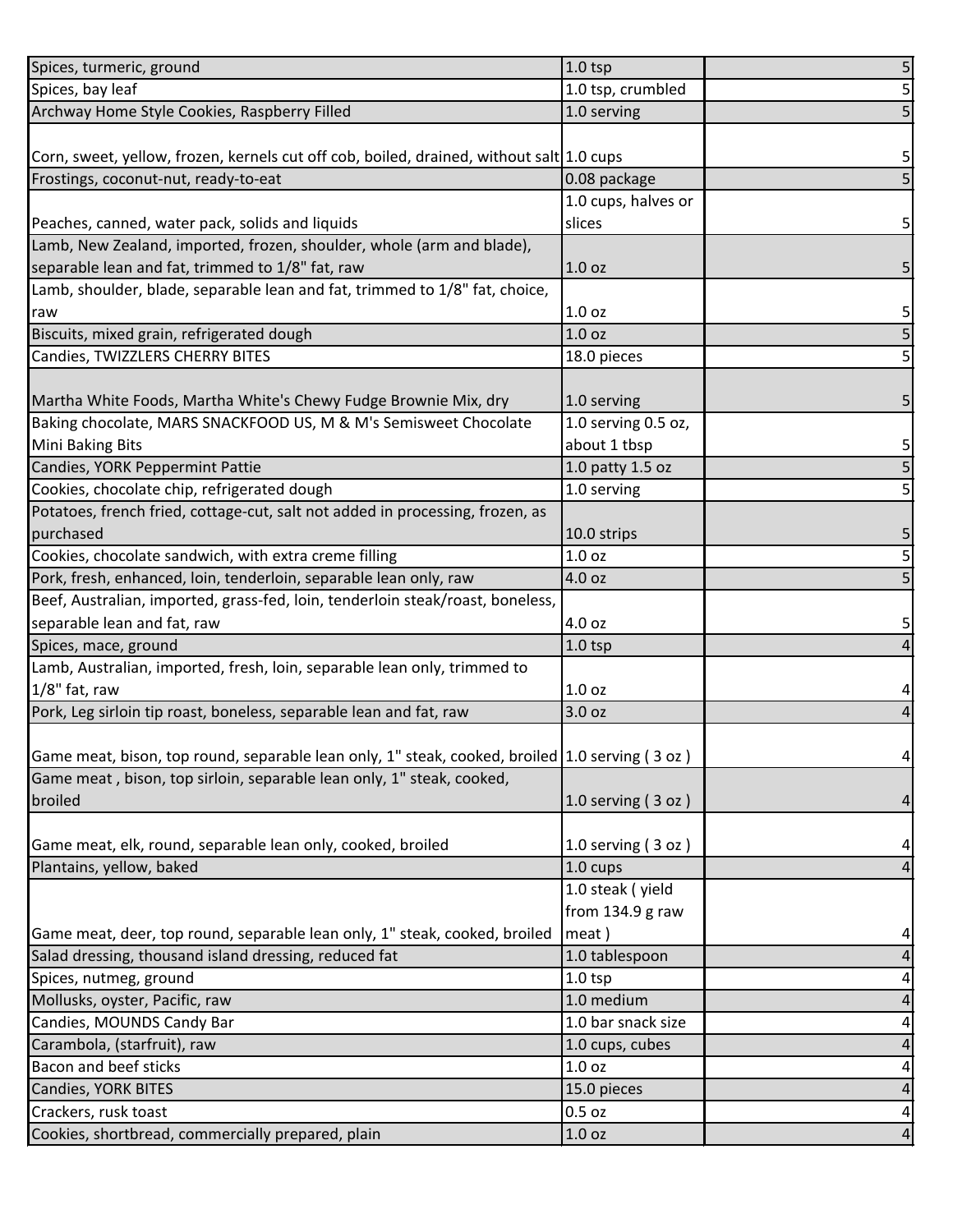| | | |
|---|---|---|
| Spices, turmeric, ground | 1.0 tsp | 5 |
| Spices, bay leaf | 1.0 tsp, crumbled | 5 |
| Archway Home Style Cookies, Raspberry Filled | 1.0 serving | 5 |
| Corn, sweet, yellow, frozen, kernels cut off cob, boiled, drained, without salt | 1.0 cups | 5 |
| Frostings, coconut-nut, ready-to-eat | 0.08 package | 5 |
| Peaches, canned, water pack, solids and liquids | 1.0 cups, halves or slices | 5 |
| Lamb, New Zealand, imported, frozen, shoulder, whole (arm and blade), separable lean and fat, trimmed to 1/8" fat, raw | 1.0 oz | 5 |
| Lamb, shoulder, blade, separable lean and fat, trimmed to 1/8" fat, choice, raw | 1.0 oz | 5 |
| Biscuits, mixed grain, refrigerated dough | 1.0 oz | 5 |
| Candies, TWIZZLERS CHERRY BITES | 18.0 pieces | 5 |
| Martha White Foods, Martha White's Chewy Fudge Brownie Mix, dry | 1.0 serving | 5 |
| Baking chocolate, MARS SNACKFOOD US, M & M's Semisweet Chocolate Mini Baking Bits | 1.0 serving 0.5 oz, about 1 tbsp | 5 |
| Candies, YORK Peppermint Pattie | 1.0 patty 1.5 oz | 5 |
| Cookies, chocolate chip, refrigerated dough | 1.0 serving | 5 |
| Potatoes, french fried, cottage-cut, salt not added in processing, frozen, as purchased | 10.0 strips | 5 |
| Cookies, chocolate sandwich, with extra creme filling | 1.0 oz | 5 |
| Pork, fresh, enhanced, loin, tenderloin, separable lean only, raw | 4.0 oz | 5 |
| Beef, Australian, imported, grass-fed, loin, tenderloin steak/roast, boneless, separable lean and fat, raw | 4.0 oz | 5 |
| Spices, mace, ground | 1.0 tsp | 4 |
| Lamb, Australian, imported, fresh, loin, separable lean only, trimmed to 1/8" fat, raw | 1.0 oz | 4 |
| Pork, Leg sirloin tip roast, boneless, separable lean and fat, raw | 3.0 oz | 4 |
| Game meat, bison, top round, separable lean only, 1" steak, cooked, broiled | 1.0 serving ( 3 oz ) | 4 |
| Game meat , bison, top sirloin, separable lean only, 1" steak, cooked, broiled | 1.0 serving ( 3 oz ) | 4 |
| Game meat, elk, round, separable lean only, cooked, broiled | 1.0 serving ( 3 oz ) | 4 |
| Plantains, yellow, baked | 1.0 cups | 4 |
| Game meat, deer, top round, separable lean only, 1" steak, cooked, broiled | 1.0 steak ( yield from 134.9 g raw meat ) | 4 |
| Salad dressing, thousand island dressing, reduced fat | 1.0 tablespoon | 4 |
| Spices, nutmeg, ground | 1.0 tsp | 4 |
| Mollusks, oyster, Pacific, raw | 1.0 medium | 4 |
| Candies, MOUNDS Candy Bar | 1.0 bar snack size | 4 |
| Carambola, (starfruit), raw | 1.0 cups, cubes | 4 |
| Bacon and beef sticks | 1.0 oz | 4 |
| Candies, YORK BITES | 15.0 pieces | 4 |
| Crackers, rusk toast | 0.5 oz | 4 |
| Cookies, shortbread, commercially prepared, plain | 1.0 oz | 4 |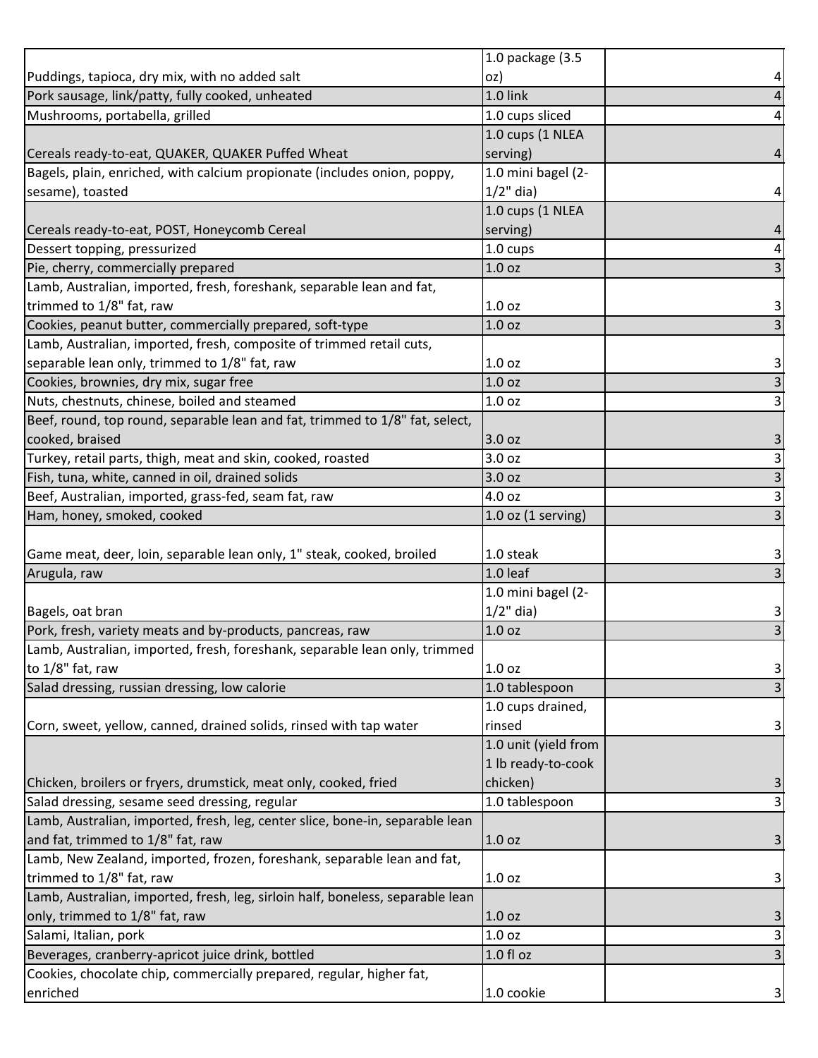| | | |
|---|---|---|
| Puddings, tapioca, dry mix, with no added salt | 1.0 package (3.5 oz) | 4 |
| Pork sausage, link/patty, fully cooked, unheated | 1.0 link | 4 |
| Mushrooms, portabella, grilled | 1.0 cups sliced | 4 |
| Cereals ready-to-eat, QUAKER, QUAKER Puffed Wheat | 1.0 cups (1 NLEA serving) | 4 |
| Bagels, plain, enriched, with calcium propionate (includes onion, poppy, sesame), toasted | 1.0 mini bagel (2-1/2" dia) | 4 |
| Cereals ready-to-eat, POST, Honeycomb Cereal | 1.0 cups (1 NLEA serving) | 4 |
| Dessert topping, pressurized | 1.0 cups | 4 |
| Pie, cherry, commercially prepared | 1.0 oz | 3 |
| Lamb, Australian, imported, fresh, foreshank, separable lean and fat, trimmed to 1/8" fat, raw | 1.0 oz | 3 |
| Cookies, peanut butter, commercially prepared, soft-type | 1.0 oz | 3 |
| Lamb, Australian, imported, fresh, composite of trimmed retail cuts, separable lean only, trimmed to 1/8" fat, raw | 1.0 oz | 3 |
| Cookies, brownies, dry mix, sugar free | 1.0 oz | 3 |
| Nuts, chestnuts, chinese, boiled and steamed | 1.0 oz | 3 |
| Beef, round, top round, separable lean and fat, trimmed to 1/8" fat, select, cooked, braised | 3.0 oz | 3 |
| Turkey, retail parts, thigh, meat and skin, cooked, roasted | 3.0 oz | 3 |
| Fish, tuna, white, canned in oil, drained solids | 3.0 oz | 3 |
| Beef, Australian, imported, grass-fed, seam fat, raw | 4.0 oz | 3 |
| Ham, honey, smoked, cooked | 1.0 oz (1 serving) | 3 |
| Game meat, deer, loin, separable lean only, 1" steak, cooked, broiled | 1.0 steak | 3 |
| Arugula, raw | 1.0 leaf | 3 |
| Bagels, oat bran | 1.0 mini bagel (2-1/2" dia) | 3 |
| Pork, fresh, variety meats and by-products, pancreas, raw | 1.0 oz | 3 |
| Lamb, Australian, imported, fresh, foreshank, separable lean only, trimmed to 1/8" fat, raw | 1.0 oz | 3 |
| Salad dressing, russian dressing, low calorie | 1.0 tablespoon | 3 |
| Corn, sweet, yellow, canned, drained solids, rinsed with tap water | 1.0 cups drained, rinsed | 3 |
| Chicken, broilers or fryers, drumstick, meat only, cooked, fried | 1.0 unit (yield from 1 lb ready-to-cook chicken) | 3 |
| Salad dressing, sesame seed dressing, regular | 1.0 tablespoon | 3 |
| Lamb, Australian, imported, fresh, leg, center slice, bone-in, separable lean and fat, trimmed to 1/8" fat, raw | 1.0 oz | 3 |
| Lamb, New Zealand, imported, frozen, foreshank, separable lean and fat, trimmed to 1/8" fat, raw | 1.0 oz | 3 |
| Lamb, Australian, imported, fresh, leg, sirloin half, boneless, separable lean only, trimmed to 1/8" fat, raw | 1.0 oz | 3 |
| Salami, Italian, pork | 1.0 oz | 3 |
| Beverages, cranberry-apricot juice drink, bottled | 1.0 fl oz | 3 |
| Cookies, chocolate chip, commercially prepared, regular, higher fat, enriched | 1.0 cookie | 3 |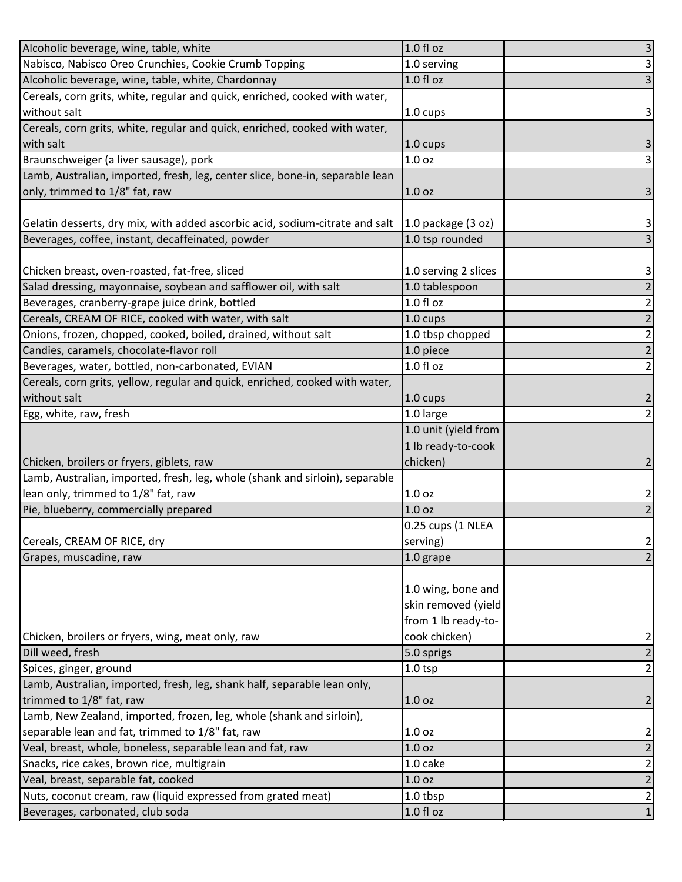| | | |
|---|---|---|
| Alcoholic beverage, wine, table, white | 1.0 fl oz | 3 |
| Nabisco, Nabisco Oreo Crunchies, Cookie Crumb Topping | 1.0 serving | 3 |
| Alcoholic beverage, wine, table, white, Chardonnay | 1.0 fl oz | 3 |
| Cereals, corn grits, white, regular and quick, enriched, cooked with water, without salt | 1.0 cups | 3 |
| Cereals, corn grits, white, regular and quick, enriched, cooked with water, with salt | 1.0 cups | 3 |
| Braunschweiger (a liver sausage), pork | 1.0 oz | 3 |
| Lamb, Australian, imported, fresh, leg, center slice, bone-in, separable lean only, trimmed to 1/8" fat, raw | 1.0 oz | 3 |
| Gelatin desserts, dry mix, with added ascorbic acid, sodium-citrate and salt | 1.0 package (3 oz) | 3 |
| Beverages, coffee, instant, decaffeinated, powder | 1.0 tsp rounded | 3 |
| Chicken breast, oven-roasted, fat-free, sliced | 1.0 serving 2 slices | 3 |
| Salad dressing, mayonnaise, soybean and safflower oil, with salt | 1.0 tablespoon | 2 |
| Beverages, cranberry-grape juice drink, bottled | 1.0 fl oz | 2 |
| Cereals, CREAM OF RICE, cooked with water, with salt | 1.0 cups | 2 |
| Onions, frozen, chopped, cooked, boiled, drained, without salt | 1.0 tbsp chopped | 2 |
| Candies, caramels, chocolate-flavor roll | 1.0 piece | 2 |
| Beverages, water, bottled, non-carbonated, EVIAN | 1.0 fl oz | 2 |
| Cereals, corn grits, yellow, regular and quick, enriched, cooked with water, without salt | 1.0 cups | 2 |
| Egg, white, raw, fresh | 1.0 large | 2 |
| Chicken, broilers or fryers, giblets, raw | 1.0 unit (yield from 1 lb ready-to-cook chicken) | 2 |
| Lamb, Australian, imported, fresh, leg, whole (shank and sirloin), separable lean only, trimmed to 1/8" fat, raw | 1.0 oz | 2 |
| Pie, blueberry, commercially prepared | 1.0 oz | 2 |
| Cereals, CREAM OF RICE, dry | 0.25 cups (1 NLEA serving) | 2 |
| Grapes, muscadine, raw | 1.0 grape | 2 |
| Chicken, broilers or fryers, wing, meat only, raw | 1.0 wing, bone and skin removed (yield from 1 lb ready-to-cook chicken) | 2 |
| Dill weed, fresh | 5.0 sprigs | 2 |
| Spices, ginger, ground | 1.0 tsp | 2 |
| Lamb, Australian, imported, fresh, leg, shank half, separable lean only, trimmed to 1/8" fat, raw | 1.0 oz | 2 |
| Lamb, New Zealand, imported, frozen, leg, whole (shank and sirloin), separable lean and fat, trimmed to 1/8" fat, raw | 1.0 oz | 2 |
| Veal, breast, whole, boneless, separable lean and fat, raw | 1.0 oz | 2 |
| Snacks, rice cakes, brown rice, multigrain | 1.0 cake | 2 |
| Veal, breast, separable fat, cooked | 1.0 oz | 2 |
| Nuts, coconut cream, raw (liquid expressed from grated meat) | 1.0 tbsp | 2 |
| Beverages, carbonated, club soda | 1.0 fl oz | 1 |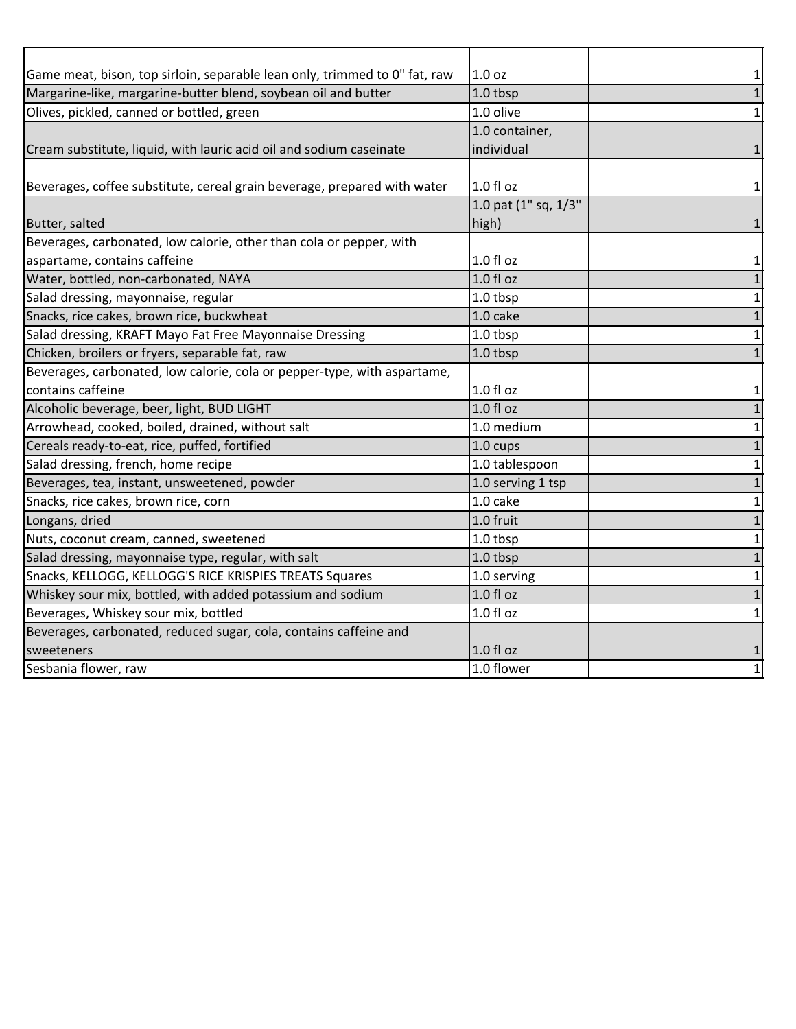| | | |
|---|---|---|
| Game meat, bison, top sirloin, separable lean only, trimmed to 0" fat, raw | 1.0 oz | 1 |
| Margarine-like, margarine-butter blend, soybean oil and butter | 1.0 tbsp | 1 |
| Olives, pickled, canned or bottled, green | 1.0 olive | 1 |
| Cream substitute, liquid, with lauric acid oil and sodium caseinate | 1.0 container, individual | 1 |
| Beverages, coffee substitute, cereal grain beverage, prepared with water | 1.0 fl oz | 1 |
| Butter, salted | 1.0 pat (1" sq, 1/3" high) | 1 |
| Beverages, carbonated, low calorie, other than cola or pepper, with aspartame, contains caffeine | 1.0 fl oz | 1 |
| Water, bottled, non-carbonated, NAYA | 1.0 fl oz | 1 |
| Salad dressing, mayonnaise, regular | 1.0 tbsp | 1 |
| Snacks, rice cakes, brown rice, buckwheat | 1.0 cake | 1 |
| Salad dressing, KRAFT Mayo Fat Free Mayonnaise Dressing | 1.0 tbsp | 1 |
| Chicken, broilers or fryers, separable fat, raw | 1.0 tbsp | 1 |
| Beverages, carbonated, low calorie, cola or pepper-type, with aspartame, contains caffeine | 1.0 fl oz | 1 |
| Alcoholic beverage, beer, light, BUD LIGHT | 1.0 fl oz | 1 |
| Arrowhead, cooked, boiled, drained, without salt | 1.0 medium | 1 |
| Cereals ready-to-eat, rice, puffed, fortified | 1.0 cups | 1 |
| Salad dressing, french, home recipe | 1.0 tablespoon | 1 |
| Beverages, tea, instant, unsweetened, powder | 1.0 serving 1 tsp | 1 |
| Snacks, rice cakes, brown rice, corn | 1.0 cake | 1 |
| Longans, dried | 1.0 fruit | 1 |
| Nuts, coconut cream, canned, sweetened | 1.0 tbsp | 1 |
| Salad dressing, mayonnaise type, regular, with salt | 1.0 tbsp | 1 |
| Snacks, KELLOGG, KELLOGG'S RICE KRISPIES TREATS Squares | 1.0 serving | 1 |
| Whiskey sour mix, bottled, with added potassium and sodium | 1.0 fl oz | 1 |
| Beverages, Whiskey sour mix, bottled | 1.0 fl oz | 1 |
| Beverages, carbonated, reduced sugar, cola, contains caffeine and sweeteners | 1.0 fl oz | 1 |
| Sesbania flower, raw | 1.0 flower | 1 |